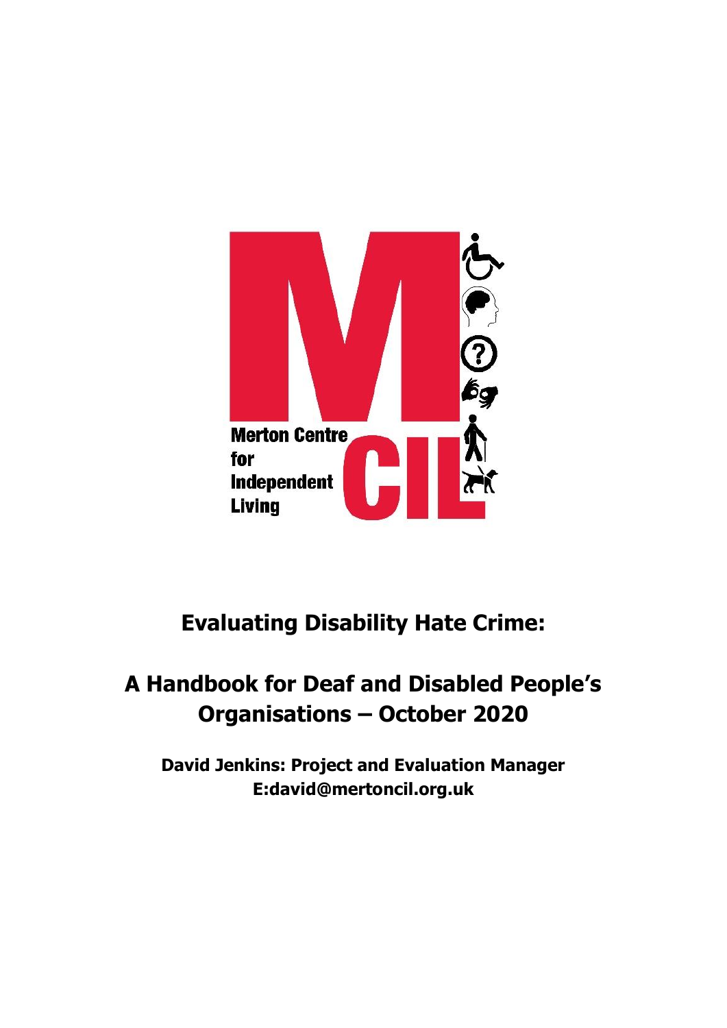Merton Centre for Independent Living

# Evaluating Disability Hate Crime:

# A Handbook for Deaf and Disabled People's Organisations – October 2020

**David Jenkins: Project and Evaluation Manager**
**E:david@mertoncil.org.uk**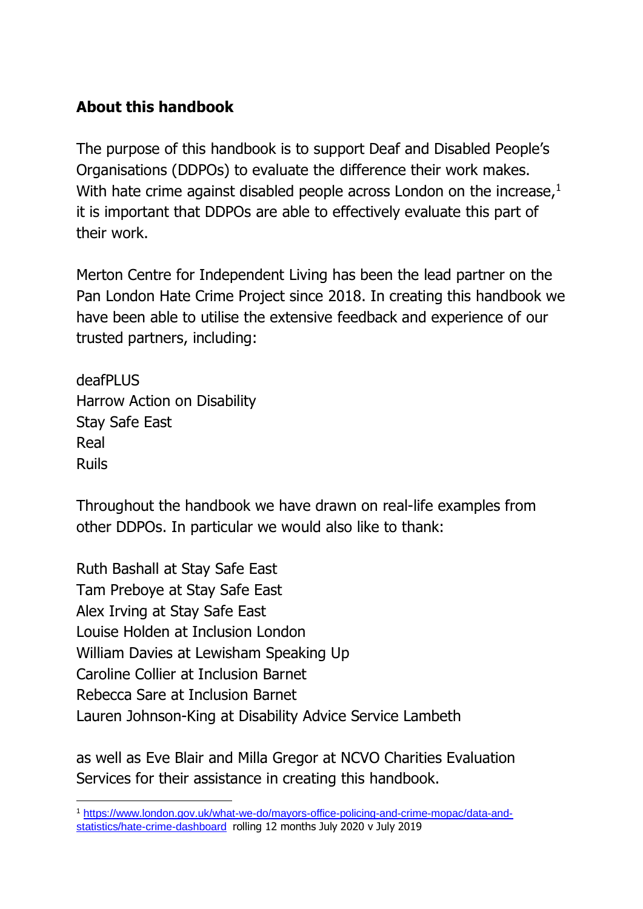## About this handbook

The purpose of this handbook is to support Deaf and Disabled People's Organisations (DDPOs) to evaluate the difference their work makes. With hate crime against disabled people across London on the increase,[1] it is important that DDPOs are able to effectively evaluate this part of their work.

Merton Centre for Independent Living has been the lead partner on the Pan London Hate Crime Project since 2018. In creating this handbook we have been able to utilise the extensive feedback and experience of our trusted partners, including:

deafPLUS
Harrow Action on Disability
Stay Safe East
Real
Ruils

Throughout the handbook we have drawn on real-life examples from other DDPOs. In particular we would also like to thank:

Ruth Bashall at Stay Safe East
Tam Preboye at Stay Safe East
Alex Irving at Stay Safe East
Louise Holden at Inclusion London
William Davies at Lewisham Speaking Up
Caroline Collier at Inclusion Barnet
Rebecca Sare at Inclusion Barnet
Lauren Johnson-King at Disability Advice Service Lambeth

as well as Eve Blair and Milla Gregor at NCVO Charities Evaluation Services for their assistance in creating this handbook.

[1] https://www.london.gov.uk/what-we-do/mayors-office-policing-and-crime-mopac/data-and-statistics/hate-crime-dashboard rolling 12 months July 2020 v July 2019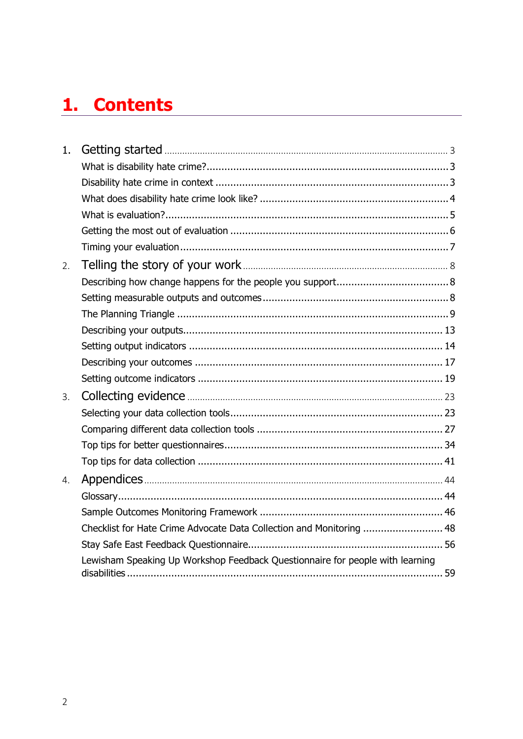# 1. Contents

1. Getting started ..... 3
   - What is disability hate crime? ..... 3
   - Disability hate crime in context ..... 3
   - What does disability hate crime look like? ..... 4
   - What is evaluation? ..... 5
   - Getting the most out of evaluation ..... 6
   - Timing your evaluation ..... 7
2. Telling the story of your work ..... 8
   - Describing how change happens for the people you support ..... 8
   - Setting measurable outputs and outcomes ..... 8
   - The Planning Triangle ..... 9
   - Describing your outputs ..... 13
   - Setting output indicators ..... 14
   - Describing your outcomes ..... 17
   - Setting outcome indicators ..... 19
3. Collecting evidence ..... 23
   - Selecting your data collection tools ..... 23
   - Comparing different data collection tools ..... 27
   - Top tips for better questionnaires ..... 34
   - Top tips for data collection ..... 41
4. Appendices ..... 44
   - Glossary ..... 44
   - Sample Outcomes Monitoring Framework ..... 46
   - Checklist for Hate Crime Advocate Data Collection and Monitoring ..... 48
   - Stay Safe East Feedback Questionnaire ..... 56
   - Lewisham Speaking Up Workshop Feedback Questionnaire for people with learning disabilities ..... 59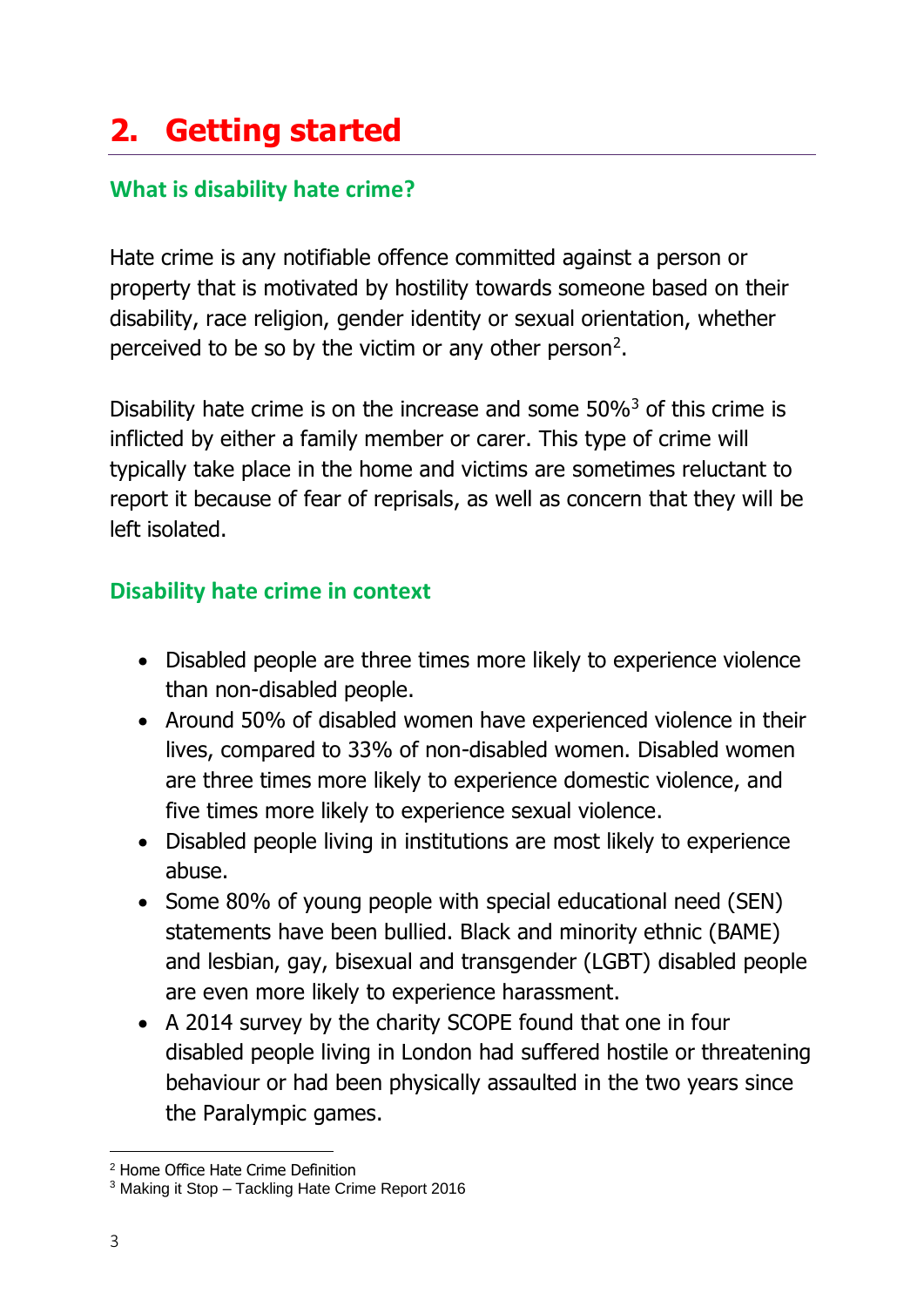# 2. Getting started

## What is disability hate crime?

Hate crime is any notifiable offence committed against a person or property that is motivated by hostility towards someone based on their disability, race religion, gender identity or sexual orientation, whether perceived to be so by the victim or any other person[2].

Disability hate crime is on the increase and some 50%[3] of this crime is inflicted by either a family member or carer. This type of crime will typically take place in the home and victims are sometimes reluctant to report it because of fear of reprisals, as well as concern that they will be left isolated.

## Disability hate crime in context

- Disabled people are three times more likely to experience violence than non-disabled people.
- Around 50% of disabled women have experienced violence in their lives, compared to 33% of non-disabled women. Disabled women are three times more likely to experience domestic violence, and five times more likely to experience sexual violence.
- Disabled people living in institutions are most likely to experience abuse.
- Some 80% of young people with special educational need (SEN) statements have been bullied. Black and minority ethnic (BAME) and lesbian, gay, bisexual and transgender (LGBT) disabled people are even more likely to experience harassment.
- A 2014 survey by the charity SCOPE found that one in four disabled people living in London had suffered hostile or threatening behaviour or had been physically assaulted in the two years since the Paralympic games.

---

[2] Home Office Hate Crime Definition

[3] Making it Stop – Tackling Hate Crime Report 2016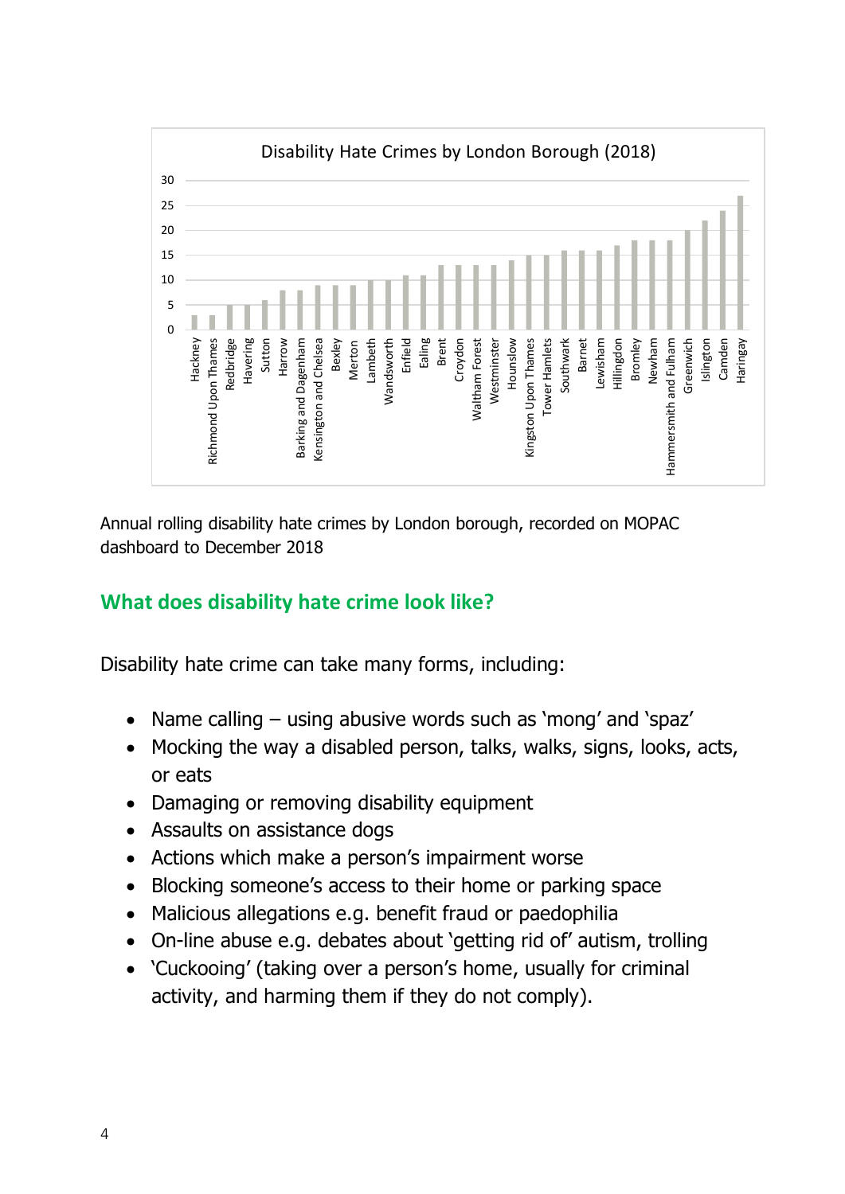**Disability Hate Crimes by London Borough (2018)**

| London Borough | Disability Hate Crimes |
|---|---|
| Hackney | 3 |
| Richmond Upon Thames | 3 |
| Redbridge | 5 |
| Havering | 5 |
| Sutton | 6 |
| Harrow | 8 |
| Barking and Dagenham | 8 |
| Kensington and Chelsea | 9 |
| Bexley | 9 |
| Merton | 9 |
| Lambeth | 10 |
| Wandsworth | 10 |
| Enfield | 11 |
| Ealing | 11 |
| Brent | 13 |
| Croydon | 13 |
| Waltham Forest | 13 |
| Westminster | 13 |
| Hounslow | 14 |
| Kingston Upon Thames | 15 |
| Tower Hamlets | 15 |
| Southwark | 16 |
| Barnet | 16 |
| Lewisham | 16 |
| Hillingdon | 17 |
| Bromley | 18 |
| Newham | 18 |
| Hammersmith and Fulham | 18 |
| Greenwich | 20 |
| Islington | 22 |
| Camden | 24 |
| Haringay | 27 |

Annual rolling disability hate crimes by London borough, recorded on MOPAC dashboard to December 2018

## What does disability hate crime look like?

Disability hate crime can take many forms, including:

- Name calling – using abusive words such as 'mong' and 'spaz'
- Mocking the way a disabled person, talks, walks, signs, looks, acts, or eats
- Damaging or removing disability equipment
- Assaults on assistance dogs
- Actions which make a person's impairment worse
- Blocking someone's access to their home or parking space
- Malicious allegations e.g. benefit fraud or paedophilia
- On-line abuse e.g. debates about 'getting rid of' autism, trolling
- 'Cuckooing' (taking over a person's home, usually for criminal activity, and harming them if they do not comply).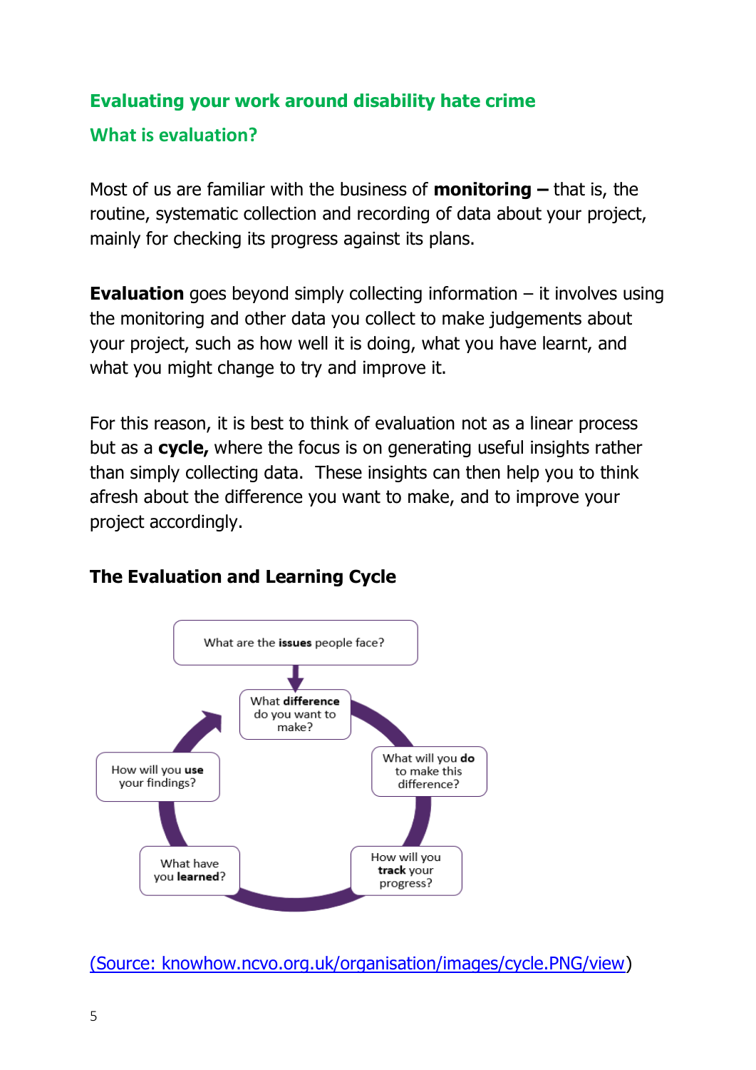## Evaluating your work around disability hate crime

### What is evaluation?

Most of us are familiar with the business of **monitoring –** that is, the routine, systematic collection and recording of data about your project, mainly for checking its progress against its plans.

**Evaluation** goes beyond simply collecting information – it involves using the monitoring and other data you collect to make judgements about your project, such as how well it is doing, what you have learnt, and what you might change to try and improve it.

For this reason, it is best to think of evaluation not as a linear process but as a **cycle,** where the focus is on generating useful insights rather than simply collecting data. These insights can then help you to think afresh about the difference you want to make, and to improve your project accordingly.

**The Evaluation and Learning Cycle**

What are the **issues** people face?

What **difference** do you want to make?

What will you **do** to make this difference?

How will you **track** your progress?

What have you **learned**?

How will you **use** your findings?

(Source: knowhow.ncvo.org.uk/organisation/images/cycle.PNG/view)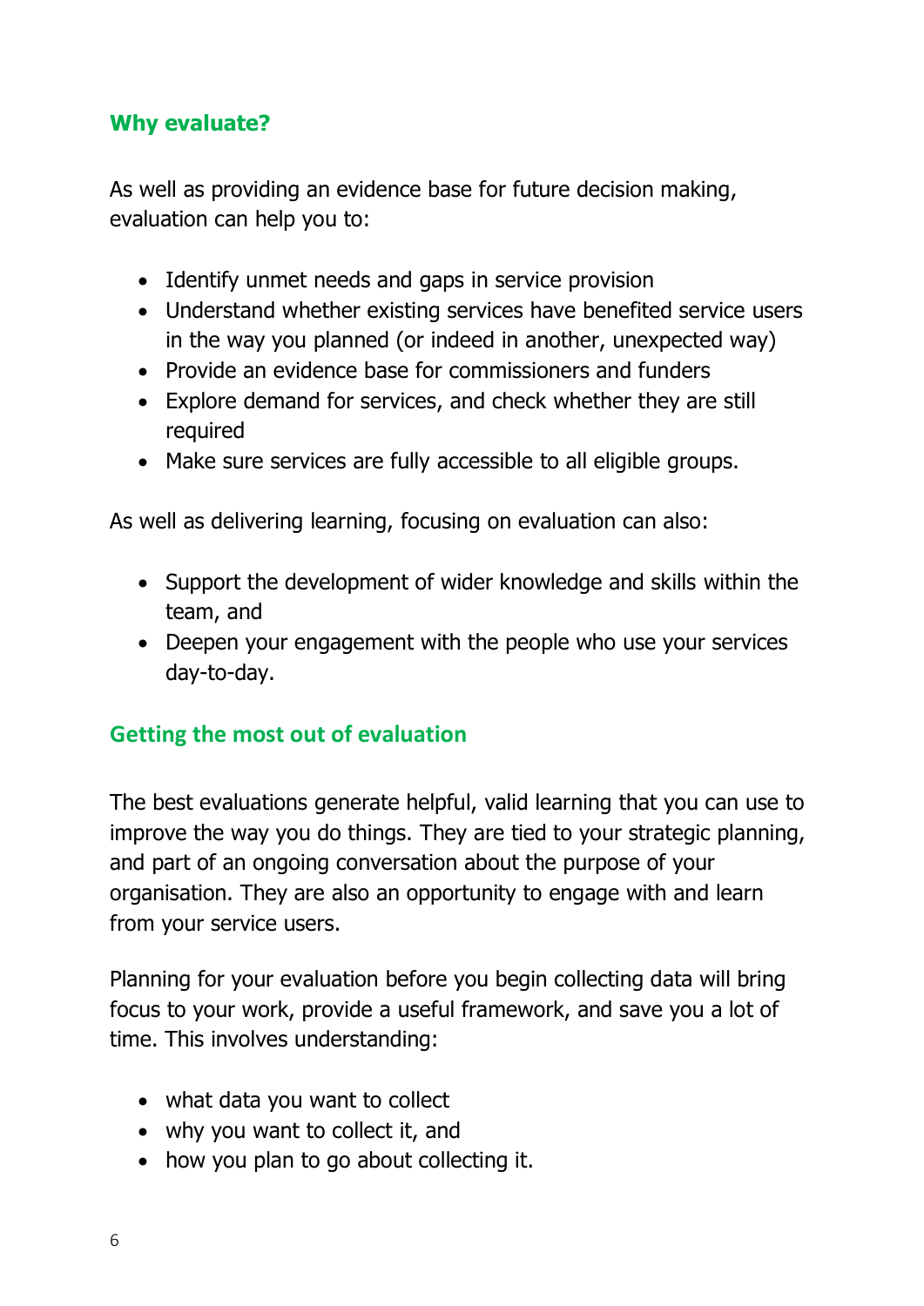## Why evaluate?

As well as providing an evidence base for future decision making, evaluation can help you to:

- Identify unmet needs and gaps in service provision
- Understand whether existing services have benefited service users in the way you planned (or indeed in another, unexpected way)
- Provide an evidence base for commissioners and funders
- Explore demand for services, and check whether they are still required
- Make sure services are fully accessible to all eligible groups.

As well as delivering learning, focusing on evaluation can also:

- Support the development of wider knowledge and skills within the team, and
- Deepen your engagement with the people who use your services day-to-day.

## Getting the most out of evaluation

The best evaluations generate helpful, valid learning that you can use to improve the way you do things. They are tied to your strategic planning, and part of an ongoing conversation about the purpose of your organisation. They are also an opportunity to engage with and learn from your service users.

Planning for your evaluation before you begin collecting data will bring focus to your work, provide a useful framework, and save you a lot of time. This involves understanding:

- what data you want to collect
- why you want to collect it, and
- how you plan to go about collecting it.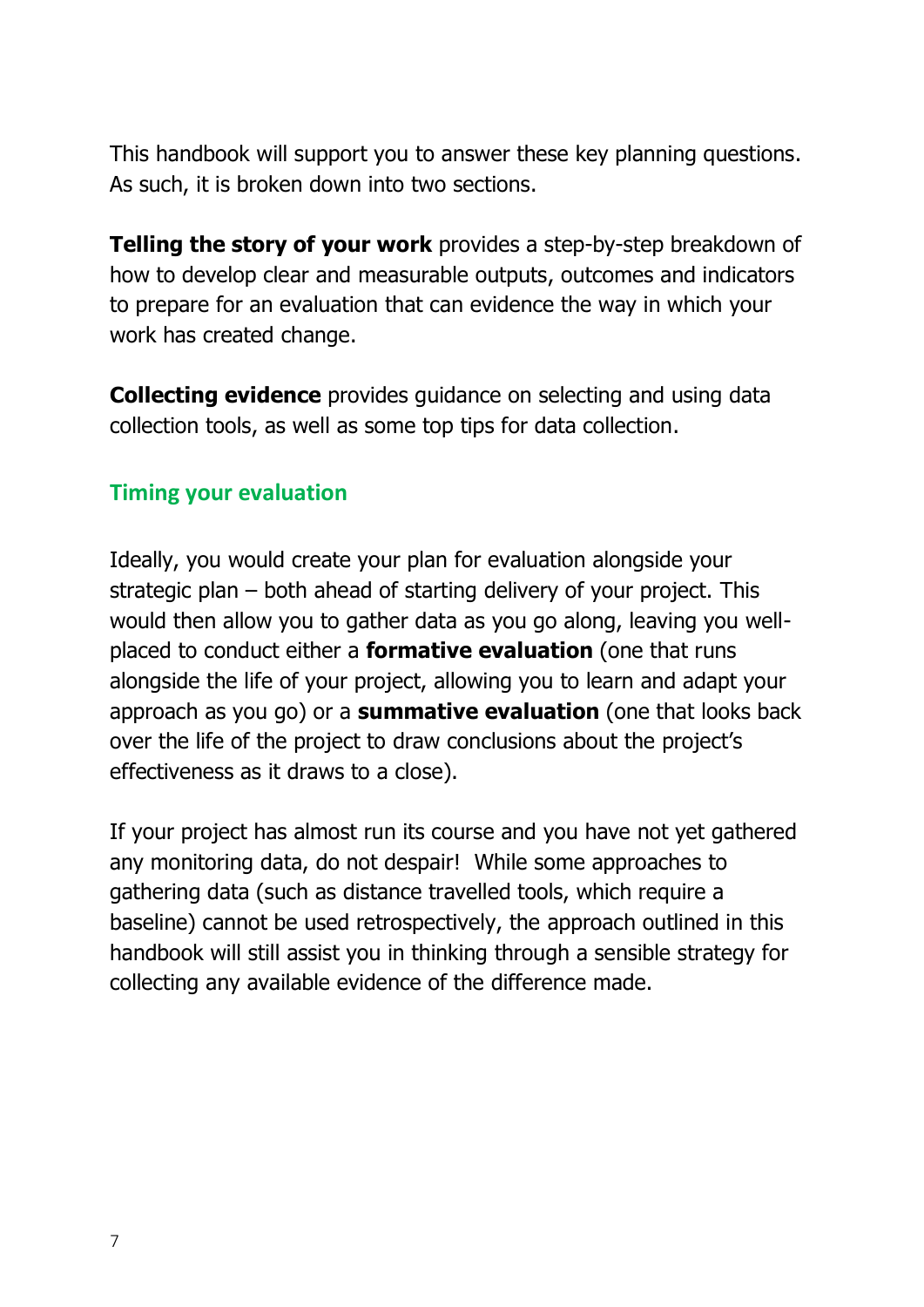This handbook will support you to answer these key planning questions. As such, it is broken down into two sections.

**Telling the story of your work** provides a step-by-step breakdown of how to develop clear and measurable outputs, outcomes and indicators to prepare for an evaluation that can evidence the way in which your work has created change.

**Collecting evidence** provides guidance on selecting and using data collection tools, as well as some top tips for data collection.

## Timing your evaluation

Ideally, you would create your plan for evaluation alongside your strategic plan – both ahead of starting delivery of your project. This would then allow you to gather data as you go along, leaving you well-placed to conduct either a **formative evaluation** (one that runs alongside the life of your project, allowing you to learn and adapt your approach as you go) or a **summative evaluation** (one that looks back over the life of the project to draw conclusions about the project's effectiveness as it draws to a close).

If your project has almost run its course and you have not yet gathered any monitoring data, do not despair! While some approaches to gathering data (such as distance travelled tools, which require a baseline) cannot be used retrospectively, the approach outlined in this handbook will still assist you in thinking through a sensible strategy for collecting any available evidence of the difference made.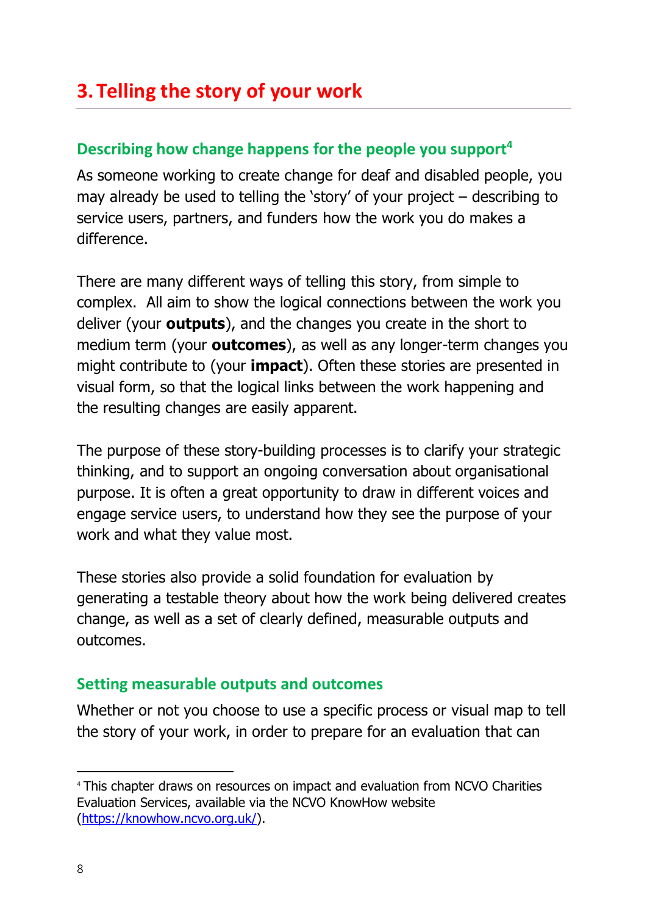# 3. Telling the story of your work

## Describing how change happens for the people you support[4]

As someone working to create change for deaf and disabled people, you may already be used to telling the 'story' of your project – describing to service users, partners, and funders how the work you do makes a difference.

There are many different ways of telling this story, from simple to complex. All aim to show the logical connections between the work you deliver (your **outputs**), and the changes you create in the short to medium term (your **outcomes**), as well as any longer-term changes you might contribute to (your **impact**). Often these stories are presented in visual form, so that the logical links between the work happening and the resulting changes are easily apparent.

The purpose of these story-building processes is to clarify your strategic thinking, and to support an ongoing conversation about organisational purpose. It is often a great opportunity to draw in different voices and engage service users, to understand how they see the purpose of your work and what they value most.

These stories also provide a solid foundation for evaluation by generating a testable theory about how the work being delivered creates change, as well as a set of clearly defined, measurable outputs and outcomes.

## Setting measurable outputs and outcomes

Whether or not you choose to use a specific process or visual map to tell the story of your work, in order to prepare for an evaluation that can

---

[4] This chapter draws on resources on impact and evaluation from NCVO Charities Evaluation Services, available via the NCVO KnowHow website (https://knowhow.ncvo.org.uk/).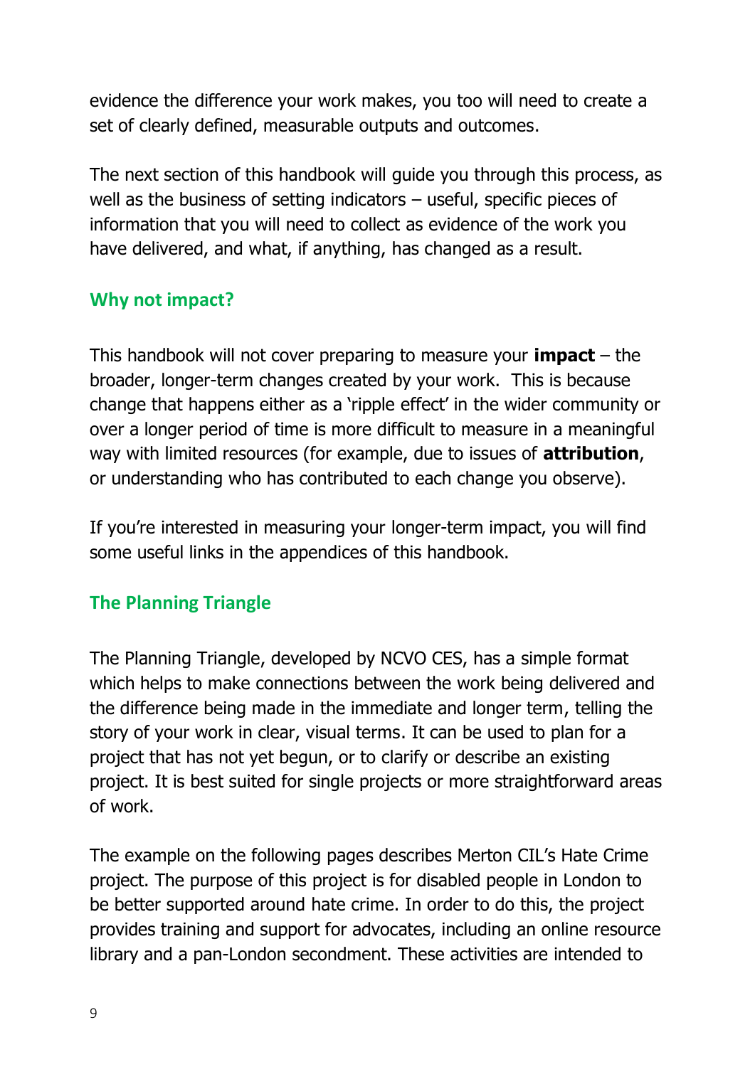evidence the difference your work makes, you too will need to create a set of clearly defined, measurable outputs and outcomes.

The next section of this handbook will guide you through this process, as well as the business of setting indicators – useful, specific pieces of information that you will need to collect as evidence of the work you have delivered, and what, if anything, has changed as a result.

### Why not impact?

This handbook will not cover preparing to measure your **impact** – the broader, longer-term changes created by your work.  This is because change that happens either as a 'ripple effect' in the wider community or over a longer period of time is more difficult to measure in a meaningful way with limited resources (for example, due to issues of **attribution**, or understanding who has contributed to each change you observe).

If you're interested in measuring your longer-term impact, you will find some useful links in the appendices of this handbook.

### The Planning Triangle

The Planning Triangle, developed by NCVO CES, has a simple format which helps to make connections between the work being delivered and the difference being made in the immediate and longer term, telling the story of your work in clear, visual terms. It can be used to plan for a project that has not yet begun, or to clarify or describe an existing project. It is best suited for single projects or more straightforward areas of work.

The example on the following pages describes Merton CIL's Hate Crime project. The purpose of this project is for disabled people in London to be better supported around hate crime. In order to do this, the project provides training and support for advocates, including an online resource library and a pan-London secondment. These activities are intended to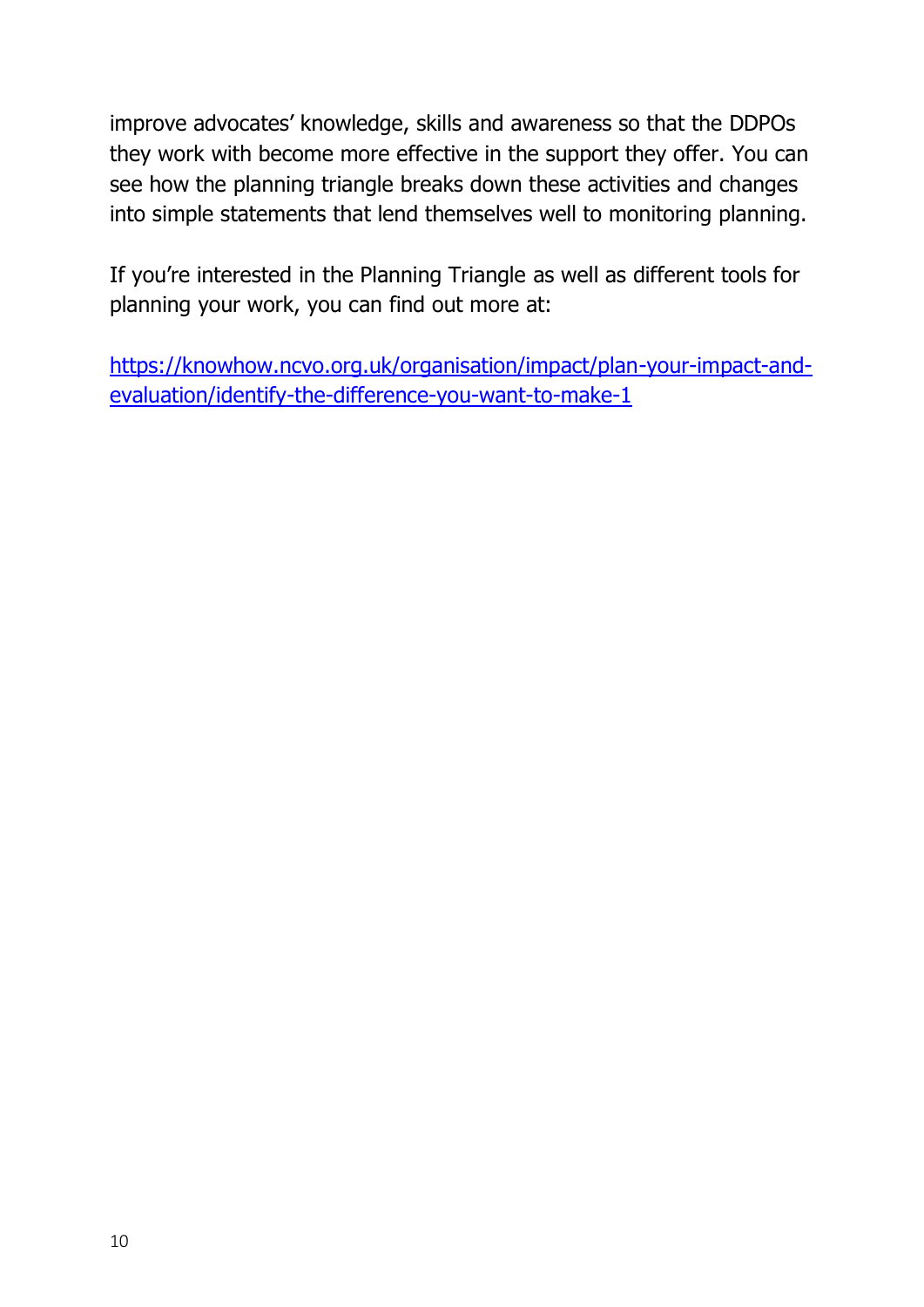improve advocates' knowledge, skills and awareness so that the DDPOs they work with become more effective in the support they offer. You can see how the planning triangle breaks down these activities and changes into simple statements that lend themselves well to monitoring planning.

If you're interested in the Planning Triangle as well as different tools for planning your work, you can find out more at:

[https://knowhow.ncvo.org.uk/organisation/impact/plan-your-impact-and-evaluation/identify-the-difference-you-want-to-make-1](https://knowhow.ncvo.org.uk/organisation/impact/plan-your-impact-and-evaluation/identify-the-difference-you-want-to-make-1)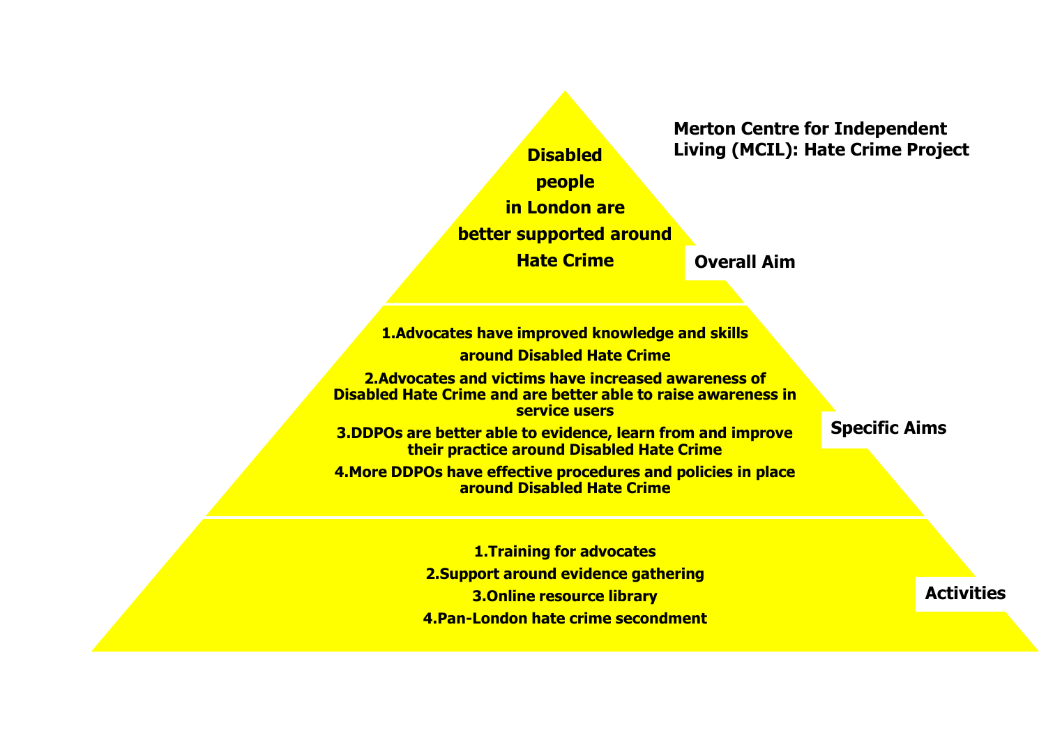**Merton Centre for Independent Living (MCIL): Hate Crime Project**

**Overall Aim**

**Disabled people in London are better supported around Hate Crime**

**Specific Aims**

1. **Advocates have improved knowledge and skills around Disabled Hate Crime**
2. **Advocates and victims have increased awareness of Disabled Hate Crime and are better able to raise awareness in service users**
3. **DDPOs are better able to evidence, learn from and improve their practice around Disabled Hate Crime**
4. **More DDPOs have effective procedures and policies in place around Disabled Hate Crime**

**Activities**

1. **Training for advocates**
2. **Support around evidence gathering**
3. **Online resource library**
4. **Pan-London hate crime secondment**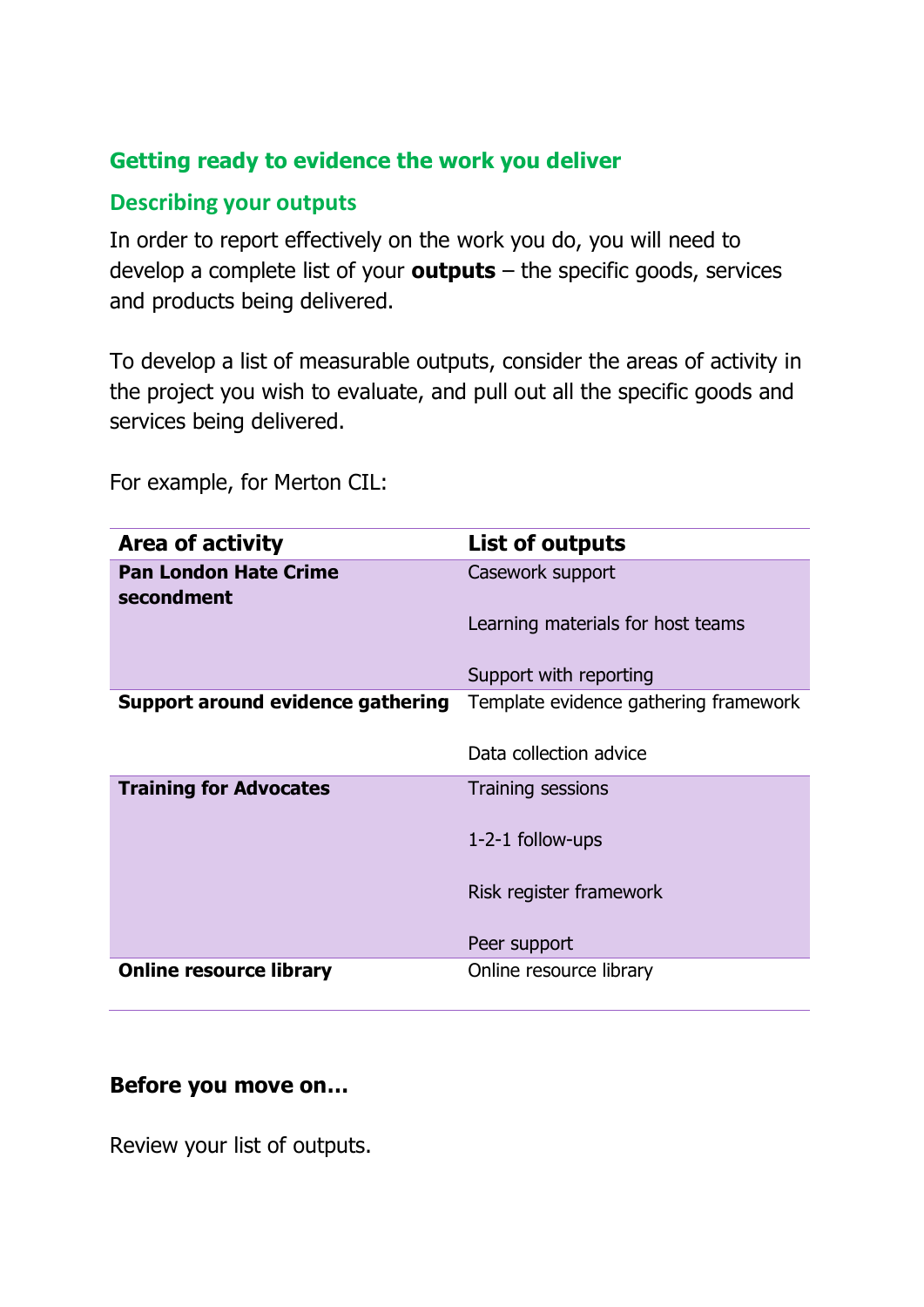## Getting ready to evidence the work you deliver

### Describing your outputs

In order to report effectively on the work you do, you will need to develop a complete list of your **outputs** – the specific goods, services and products being delivered.

To develop a list of measurable outputs, consider the areas of activity in the project you wish to evaluate, and pull out all the specific goods and services being delivered.

For example, for Merton CIL:

| Area of activity | List of outputs |
|---|---|
| **Pan London Hate Crime secondment** | Casework support<br><br>Learning materials for host teams<br><br>Support with reporting |
| **Support around evidence gathering** | Template evidence gathering framework<br><br>Data collection advice |
| **Training for Advocates** | Training sessions<br><br>1-2-1 follow-ups<br><br>Risk register framework<br><br>Peer support |
| **Online resource library** | Online resource library |

**Before you move on…**

Review your list of outputs.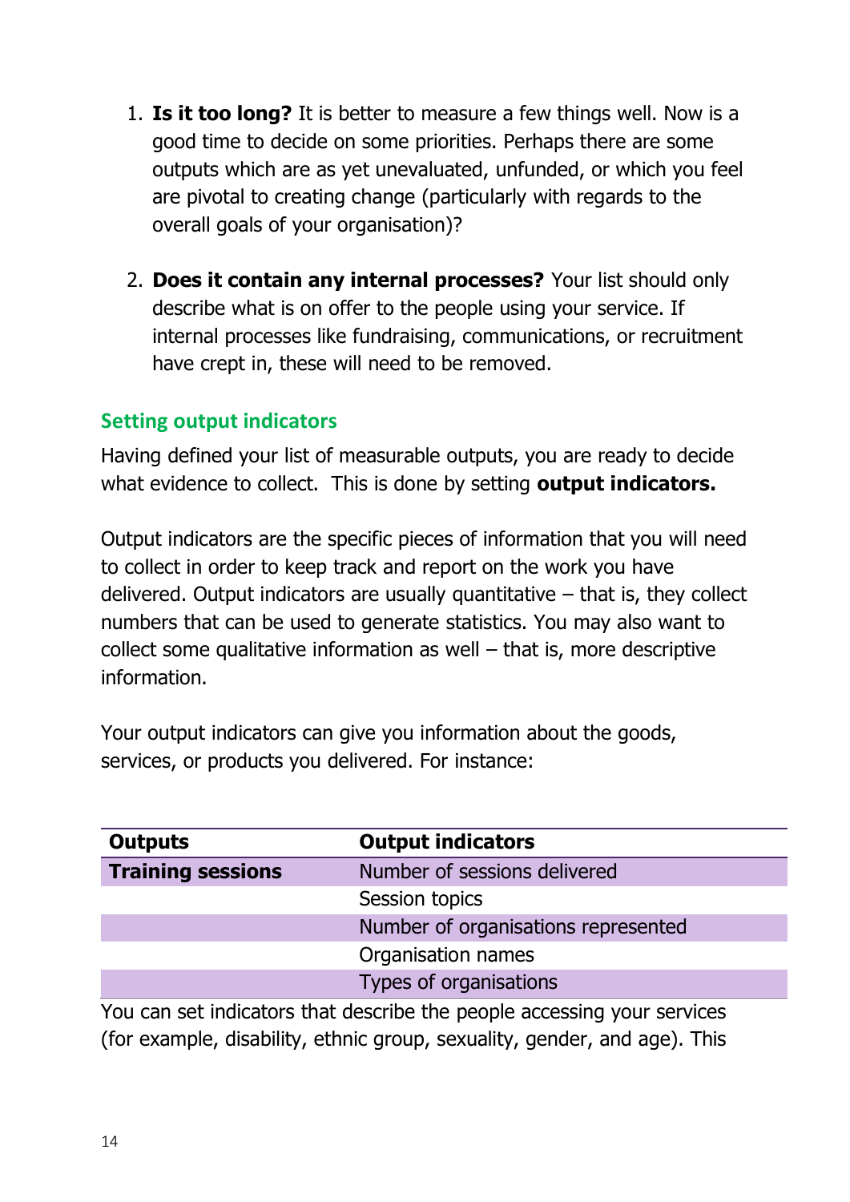1. **Is it too long?** It is better to measure a few things well. Now is a good time to decide on some priorities. Perhaps there are some outputs which are as yet unevaluated, unfunded, or which you feel are pivotal to creating change (particularly with regards to the overall goals of your organisation)?

2. **Does it contain any internal processes?** Your list should only describe what is on offer to the people using your service. If internal processes like fundraising, communications, or recruitment have crept in, these will need to be removed.

## Setting output indicators

Having defined your list of measurable outputs, you are ready to decide what evidence to collect. This is done by setting **output indicators.**

Output indicators are the specific pieces of information that you will need to collect in order to keep track and report on the work you have delivered. Output indicators are usually quantitative – that is, they collect numbers that can be used to generate statistics. You may also want to collect some qualitative information as well – that is, more descriptive information.

Your output indicators can give you information about the goods, services, or products you delivered. For instance:

| Outputs | Output indicators |
|---|---|
| **Training sessions** | Number of sessions delivered |
| | Session topics |
| | Number of organisations represented |
| | Organisation names |
| | Types of organisations |

You can set indicators that describe the people accessing your services (for example, disability, ethnic group, sexuality, gender, and age). This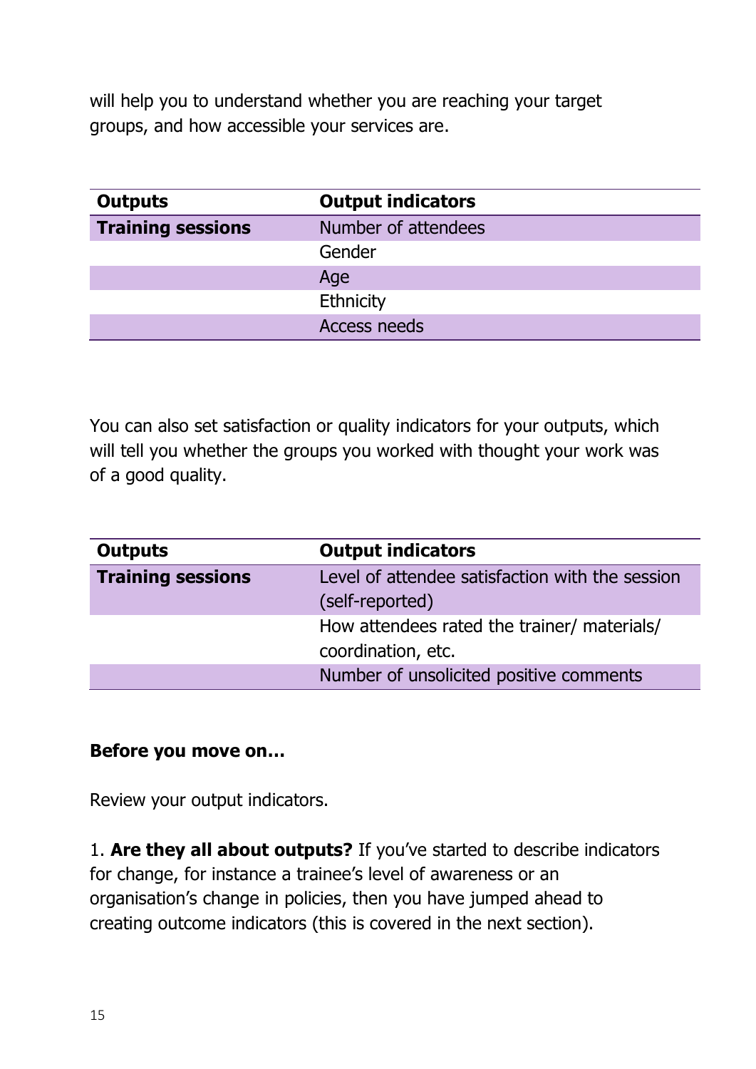will help you to understand whether you are reaching your target groups, and how accessible your services are.

| Outputs | Output indicators |
| --- | --- |
| **Training sessions** | Number of attendees |
| | Gender |
| | Age |
| | Ethnicity |
| | Access needs |

You can also set satisfaction or quality indicators for your outputs, which will tell you whether the groups you worked with thought your work was of a good quality.

| Outputs | Output indicators |
| --- | --- |
| **Training sessions** | Level of attendee satisfaction with the session (self-reported) |
| | How attendees rated the trainer/ materials/ coordination, etc. |
| | Number of unsolicited positive comments |

**Before you move on…**

Review your output indicators.

1. **Are they all about outputs?** If you've started to describe indicators for change, for instance a trainee's level of awareness or an organisation's change in policies, then you have jumped ahead to creating outcome indicators (this is covered in the next section).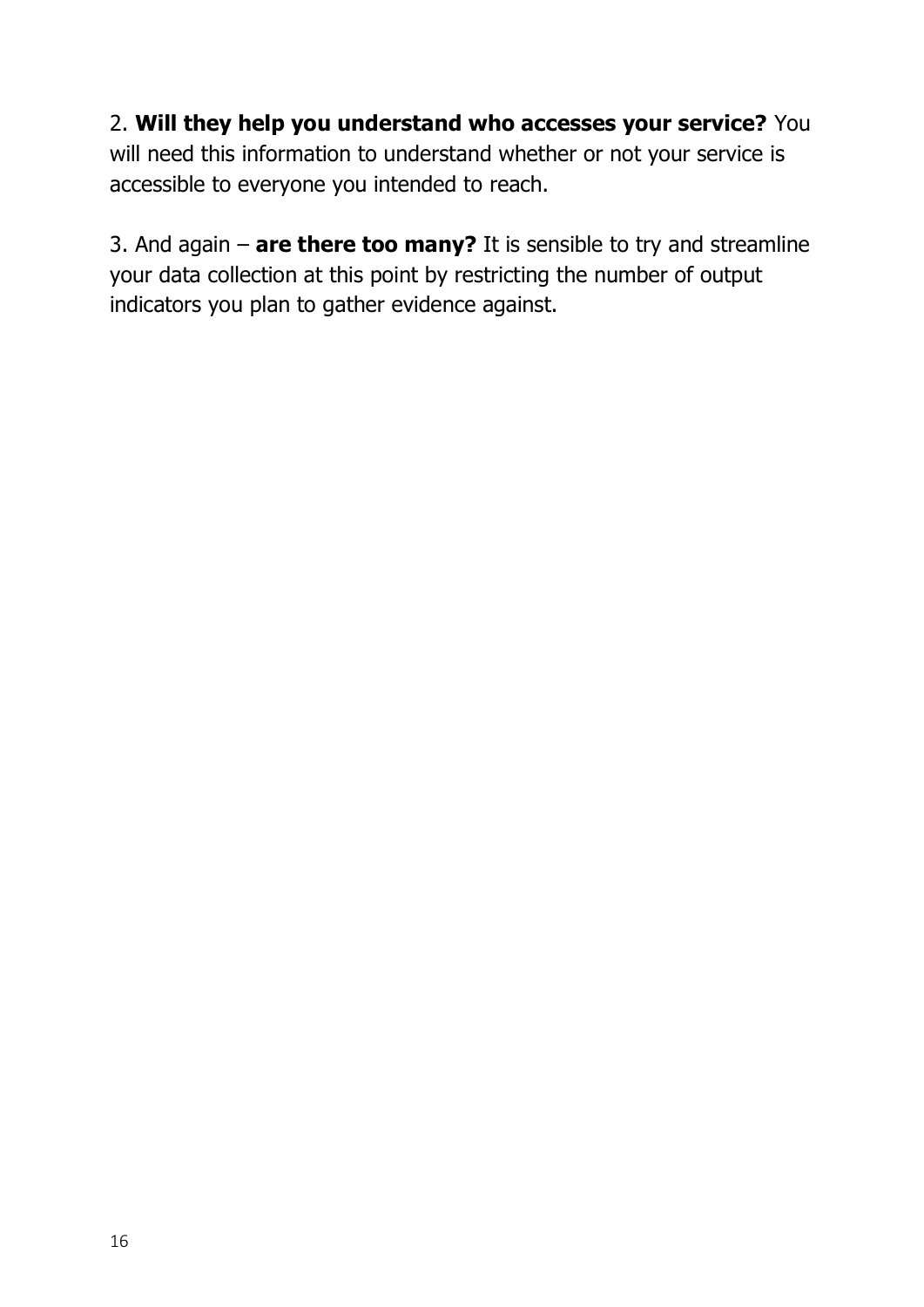2. **Will they help you understand who accesses your service?** You will need this information to understand whether or not your service is accessible to everyone you intended to reach.

3. And again – **are there too many?** It is sensible to try and streamline your data collection at this point by restricting the number of output indicators you plan to gather evidence against.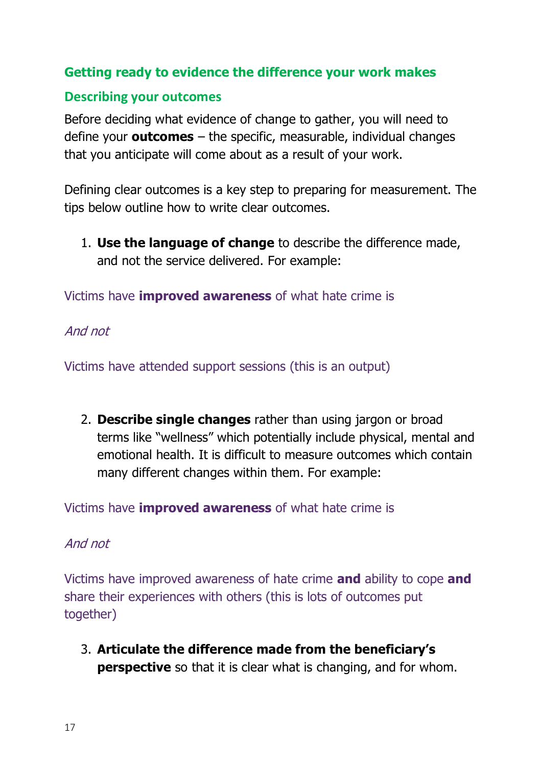## Getting ready to evidence the difference your work makes

### Describing your outcomes

Before deciding what evidence of change to gather, you will need to define your **outcomes** – the specific, measurable, individual changes that you anticipate will come about as a result of your work.

Defining clear outcomes is a key step to preparing for measurement. The tips below outline how to write clear outcomes.

1. **Use the language of change** to describe the difference made, and not the service delivered. For example:

Victims have **improved awareness** of what hate crime is

*And not*

Victims have attended support sessions (this is an output)

2. **Describe single changes** rather than using jargon or broad terms like "wellness" which potentially include physical, mental and emotional health. It is difficult to measure outcomes which contain many different changes within them. For example:

Victims have **improved awareness** of what hate crime is

*And not*

Victims have improved awareness of hate crime **and** ability to cope **and** share their experiences with others (this is lots of outcomes put together)

3. **Articulate the difference made from the beneficiary's perspective** so that it is clear what is changing, and for whom.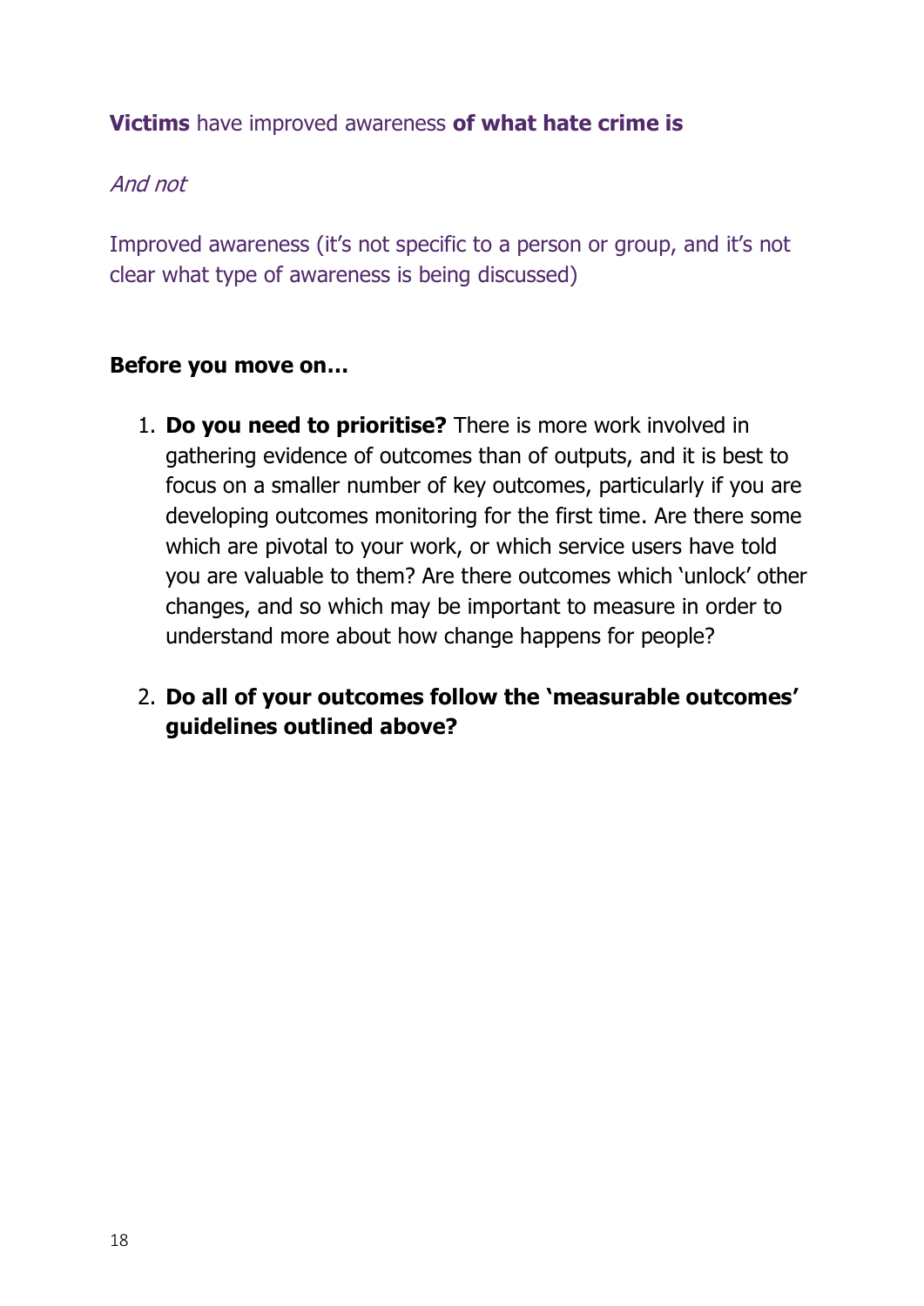**Victims** have improved awareness **of what hate crime is**

*And not*

Improved awareness (it's not specific to a person or group, and it's not clear what type of awareness is being discussed)

**Before you move on…**

1. **Do you need to prioritise?** There is more work involved in gathering evidence of outcomes than of outputs, and it is best to focus on a smaller number of key outcomes, particularly if you are developing outcomes monitoring for the first time. Are there some which are pivotal to your work, or which service users have told you are valuable to them? Are there outcomes which 'unlock' other changes, and so which may be important to measure in order to understand more about how change happens for people?

2. **Do all of your outcomes follow the 'measurable outcomes' guidelines outlined above?**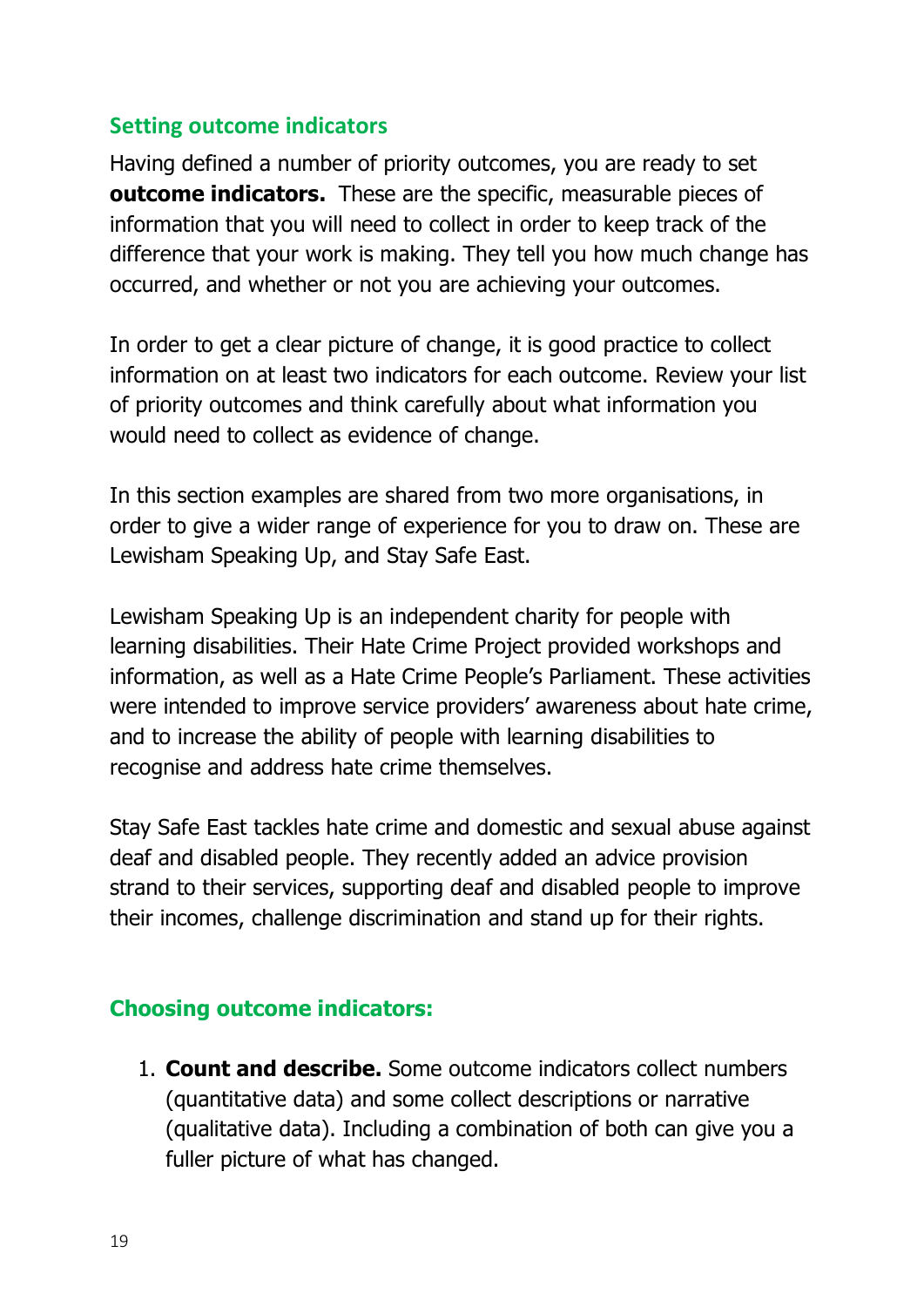## Setting outcome indicators

Having defined a number of priority outcomes, you are ready to set **outcome indicators.** These are the specific, measurable pieces of information that you will need to collect in order to keep track of the difference that your work is making. They tell you how much change has occurred, and whether or not you are achieving your outcomes.

In order to get a clear picture of change, it is good practice to collect information on at least two indicators for each outcome. Review your list of priority outcomes and think carefully about what information you would need to collect as evidence of change.

In this section examples are shared from two more organisations, in order to give a wider range of experience for you to draw on. These are Lewisham Speaking Up, and Stay Safe East.

Lewisham Speaking Up is an independent charity for people with learning disabilities. Their Hate Crime Project provided workshops and information, as well as a Hate Crime People's Parliament. These activities were intended to improve service providers' awareness about hate crime, and to increase the ability of people with learning disabilities to recognise and address hate crime themselves.

Stay Safe East tackles hate crime and domestic and sexual abuse against deaf and disabled people. They recently added an advice provision strand to their services, supporting deaf and disabled people to improve their incomes, challenge discrimination and stand up for their rights.

## Choosing outcome indicators:

1. **Count and describe.** Some outcome indicators collect numbers (quantitative data) and some collect descriptions or narrative (qualitative data). Including a combination of both can give you a fuller picture of what has changed.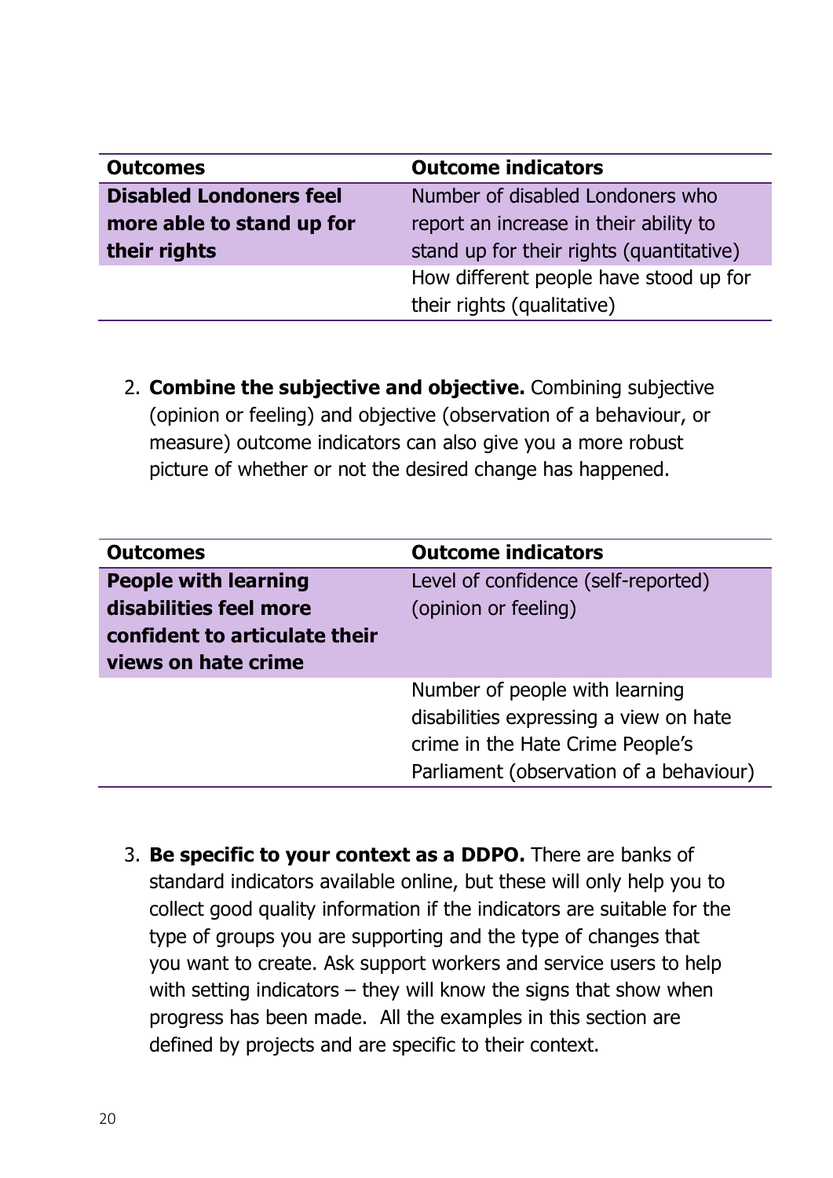| Outcomes | Outcome indicators |
|---|---|
| **Disabled Londoners feel more able to stand up for their rights** | Number of disabled Londoners who report an increase in their ability to stand up for their rights (quantitative) |
| | How different people have stood up for their rights (qualitative) |

2. **Combine the subjective and objective.** Combining subjective (opinion or feeling) and objective (observation of a behaviour, or measure) outcome indicators can also give you a more robust picture of whether or not the desired change has happened.

| Outcomes | Outcome indicators |
|---|---|
| **People with learning disabilities feel more confident to articulate their views on hate crime** | Level of confidence (self-reported) (opinion or feeling) |
| | Number of people with learning disabilities expressing a view on hate crime in the Hate Crime People's Parliament (observation of a behaviour) |

3. **Be specific to your context as a DDPO.** There are banks of standard indicators available online, but these will only help you to collect good quality information if the indicators are suitable for the type of groups you are supporting and the type of changes that you want to create. Ask support workers and service users to help with setting indicators – they will know the signs that show when progress has been made. All the examples in this section are defined by projects and are specific to their context.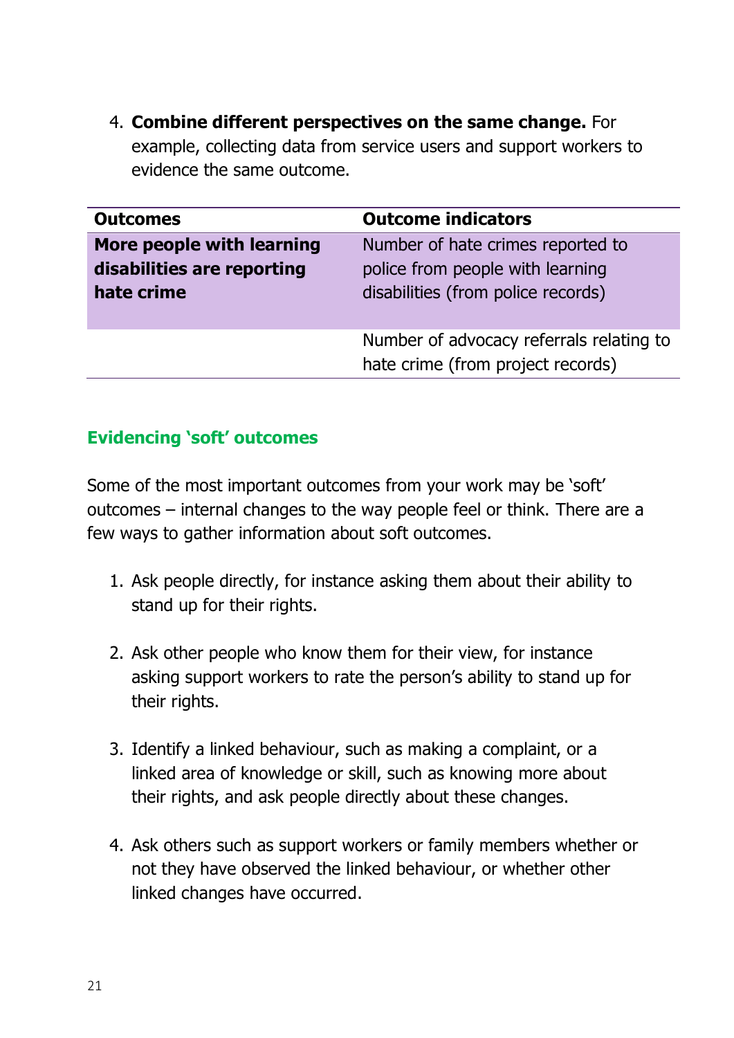4. **Combine different perspectives on the same change.** For example, collecting data from service users and support workers to evidence the same outcome.

| Outcomes | Outcome indicators |
|---|---|
| **More people with learning disabilities are reporting hate crime** | Number of hate crimes reported to police from people with learning disabilities (from police records) |
| | Number of advocacy referrals relating to hate crime (from project records) |

### Evidencing 'soft' outcomes

Some of the most important outcomes from your work may be 'soft' outcomes – internal changes to the way people feel or think. There are a few ways to gather information about soft outcomes.

1. Ask people directly, for instance asking them about their ability to stand up for their rights.

2. Ask other people who know them for their view, for instance asking support workers to rate the person's ability to stand up for their rights.

3. Identify a linked behaviour, such as making a complaint, or a linked area of knowledge or skill, such as knowing more about their rights, and ask people directly about these changes.

4. Ask others such as support workers or family members whether or not they have observed the linked behaviour, or whether other linked changes have occurred.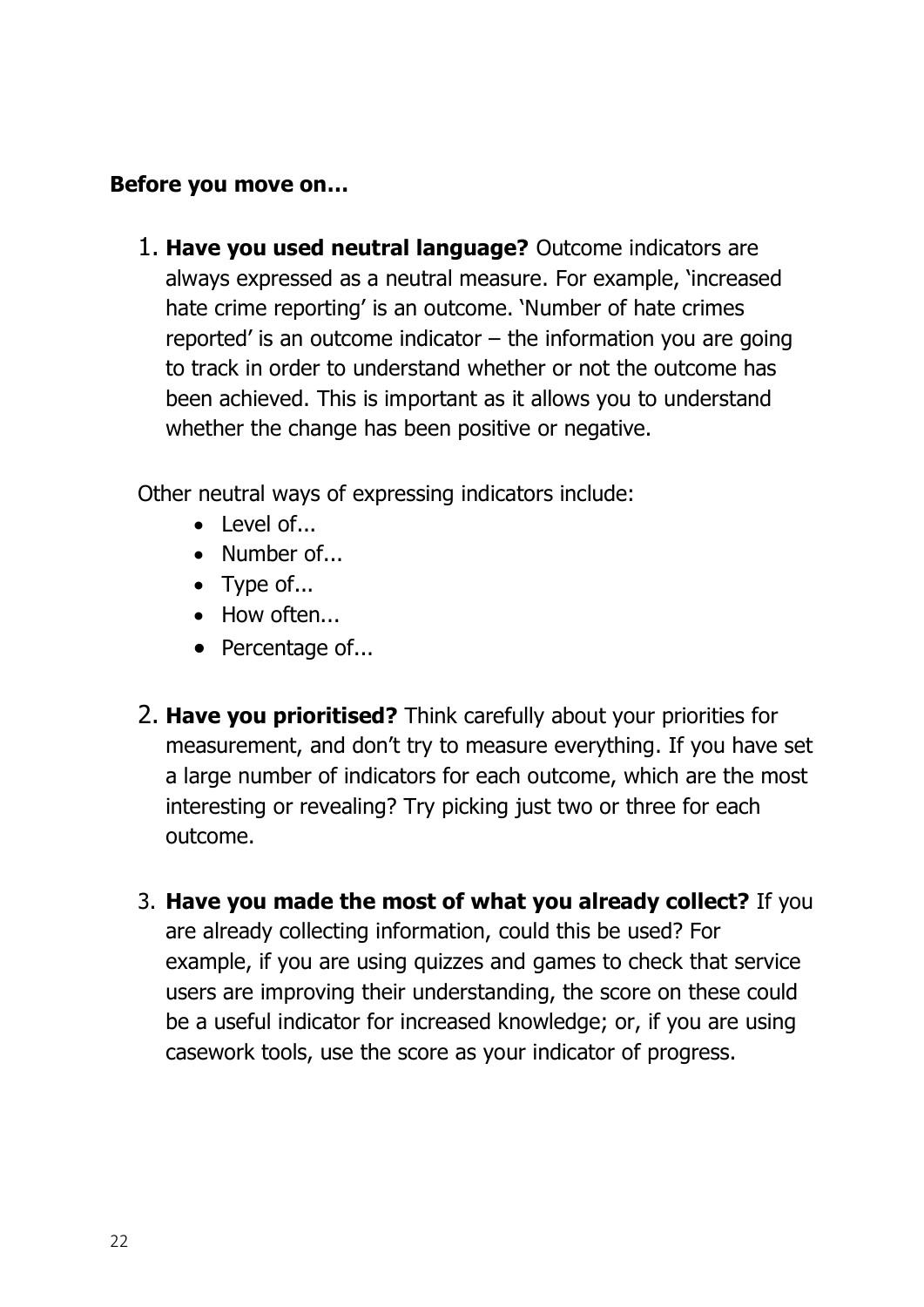**Before you move on…**

1. **Have you used neutral language?** Outcome indicators are always expressed as a neutral measure. For example, 'increased hate crime reporting' is an outcome. 'Number of hate crimes reported' is an outcome indicator – the information you are going to track in order to understand whether or not the outcome has been achieved. This is important as it allows you to understand whether the change has been positive or negative.

Other neutral ways of expressing indicators include:

- Level of...
- Number of...
- Type of...
- How often...
- Percentage of...

2. **Have you prioritised?** Think carefully about your priorities for measurement, and don't try to measure everything. If you have set a large number of indicators for each outcome, which are the most interesting or revealing? Try picking just two or three for each outcome.

3. **Have you made the most of what you already collect?** If you are already collecting information, could this be used? For example, if you are using quizzes and games to check that service users are improving their understanding, the score on these could be a useful indicator for increased knowledge; or, if you are using casework tools, use the score as your indicator of progress.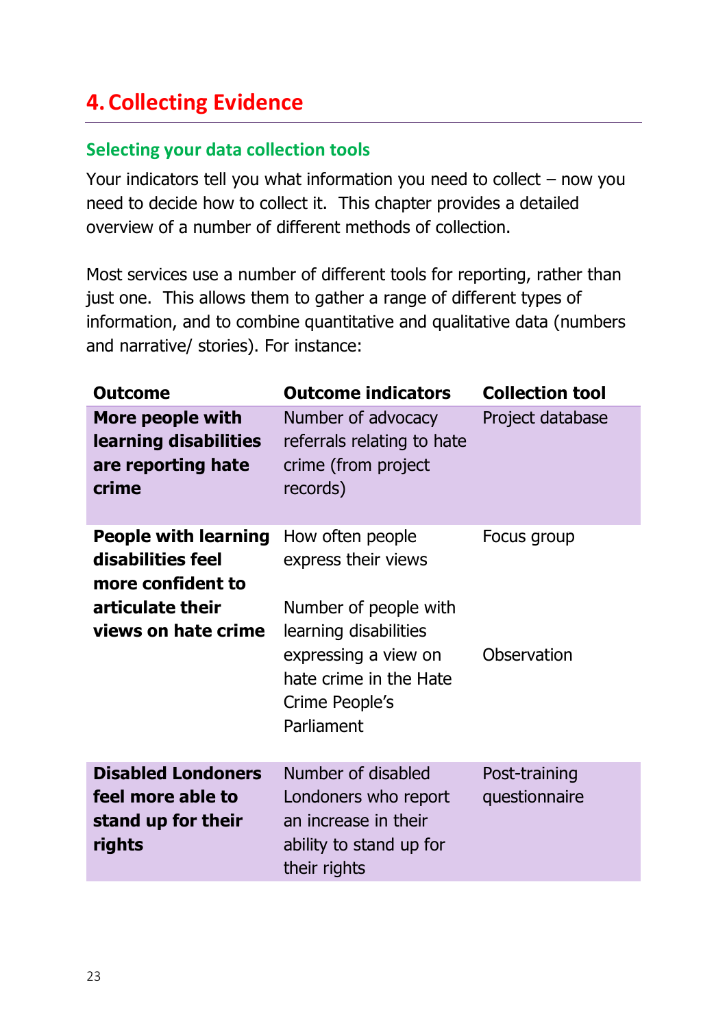# 4. Collecting Evidence

## Selecting your data collection tools

Your indicators tell you what information you need to collect – now you need to decide how to collect it. This chapter provides a detailed overview of a number of different methods of collection.

Most services use a number of different tools for reporting, rather than just one. This allows them to gather a range of different types of information, and to combine quantitative and qualitative data (numbers and narrative/ stories). For instance:

| Outcome | Outcome indicators | Collection tool |
|---|---|---|
| **More people with learning disabilities are reporting hate crime** | Number of advocacy referrals relating to hate crime (from project records) | Project database |
| **People with learning disabilities feel more confident to articulate their views on hate crime** | How often people express their views | Focus group |
| | Number of people with learning disabilities expressing a view on hate crime in the Hate Crime People's Parliament | Observation |
| **Disabled Londoners feel more able to stand up for their rights** | Number of disabled Londoners who report an increase in their ability to stand up for their rights | Post-training questionnaire |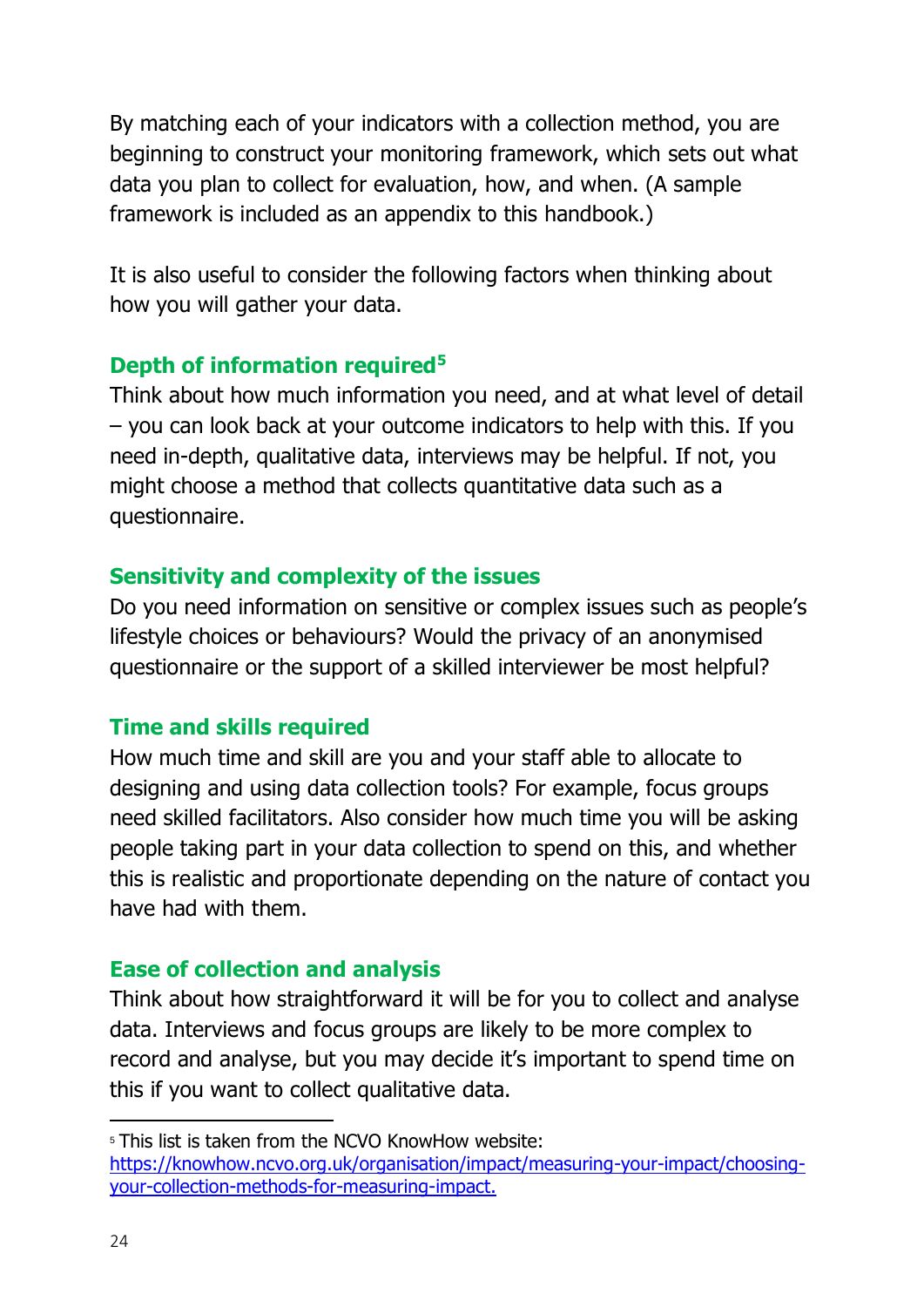By matching each of your indicators with a collection method, you are beginning to construct your monitoring framework, which sets out what data you plan to collect for evaluation, how, and when. (A sample framework is included as an appendix to this handbook.)

It is also useful to consider the following factors when thinking about how you will gather your data.

### Depth of information required[5]

Think about how much information you need, and at what level of detail – you can look back at your outcome indicators to help with this. If you need in-depth, qualitative data, interviews may be helpful. If not, you might choose a method that collects quantitative data such as a questionnaire.

### Sensitivity and complexity of the issues

Do you need information on sensitive or complex issues such as people's lifestyle choices or behaviours? Would the privacy of an anonymised questionnaire or the support of a skilled interviewer be most helpful?

### Time and skills required

How much time and skill are you and your staff able to allocate to designing and using data collection tools? For example, focus groups need skilled facilitators. Also consider how much time you will be asking people taking part in your data collection to spend on this, and whether this is realistic and proportionate depending on the nature of contact you have had with them.

### Ease of collection and analysis

Think about how straightforward it will be for you to collect and analyse data. Interviews and focus groups are likely to be more complex to record and analyse, but you may decide it's important to spend time on this if you want to collect qualitative data.

---

[5] This list is taken from the NCVO KnowHow website: [https://knowhow.ncvo.org.uk/organisation/impact/measuring-your-impact/choosing-your-collection-methods-for-measuring-impact.](https://knowhow.ncvo.org.uk/organisation/impact/measuring-your-impact/choosing-your-collection-methods-for-measuring-impact)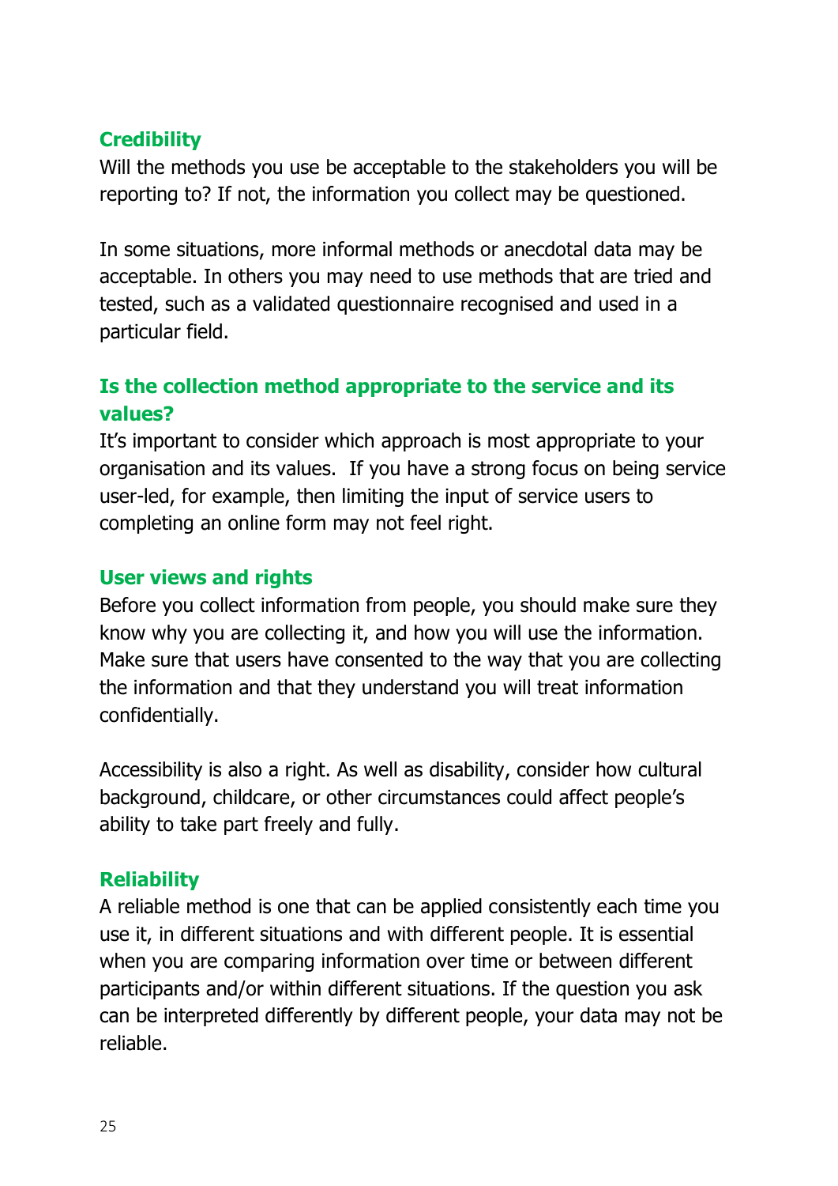### Credibility

Will the methods you use be acceptable to the stakeholders you will be reporting to? If not, the information you collect may be questioned.

In some situations, more informal methods or anecdotal data may be acceptable. In others you may need to use methods that are tried and tested, such as a validated questionnaire recognised and used in a particular field.

### Is the collection method appropriate to the service and its values?

It's important to consider which approach is most appropriate to your organisation and its values. If you have a strong focus on being service user-led, for example, then limiting the input of service users to completing an online form may not feel right.

### User views and rights

Before you collect information from people, you should make sure they know why you are collecting it, and how you will use the information. Make sure that users have consented to the way that you are collecting the information and that they understand you will treat information confidentially.

Accessibility is also a right. As well as disability, consider how cultural background, childcare, or other circumstances could affect people's ability to take part freely and fully.

### Reliability

A reliable method is one that can be applied consistently each time you use it, in different situations and with different people. It is essential when you are comparing information over time or between different participants and/or within different situations. If the question you ask can be interpreted differently by different people, your data may not be reliable.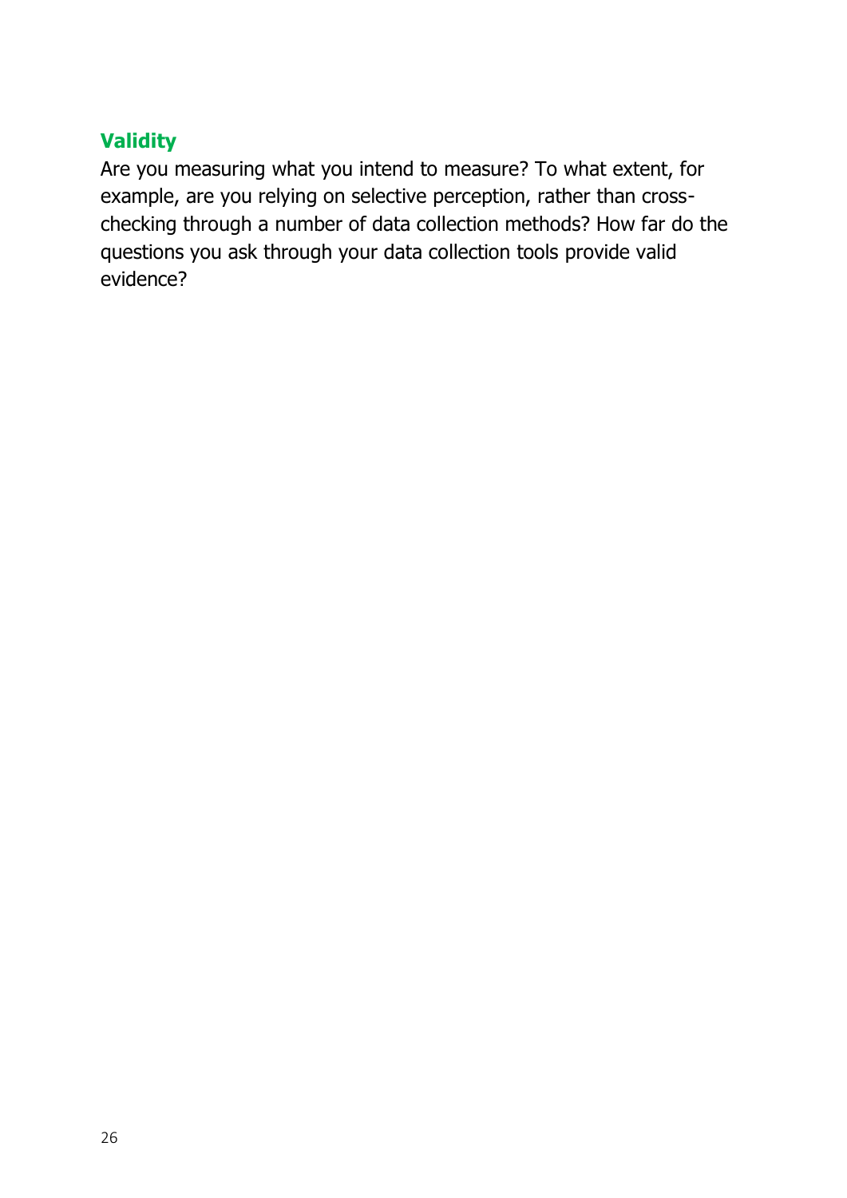### Validity

Are you measuring what you intend to measure? To what extent, for example, are you relying on selective perception, rather than cross-checking through a number of data collection methods? How far do the questions you ask through your data collection tools provide valid evidence?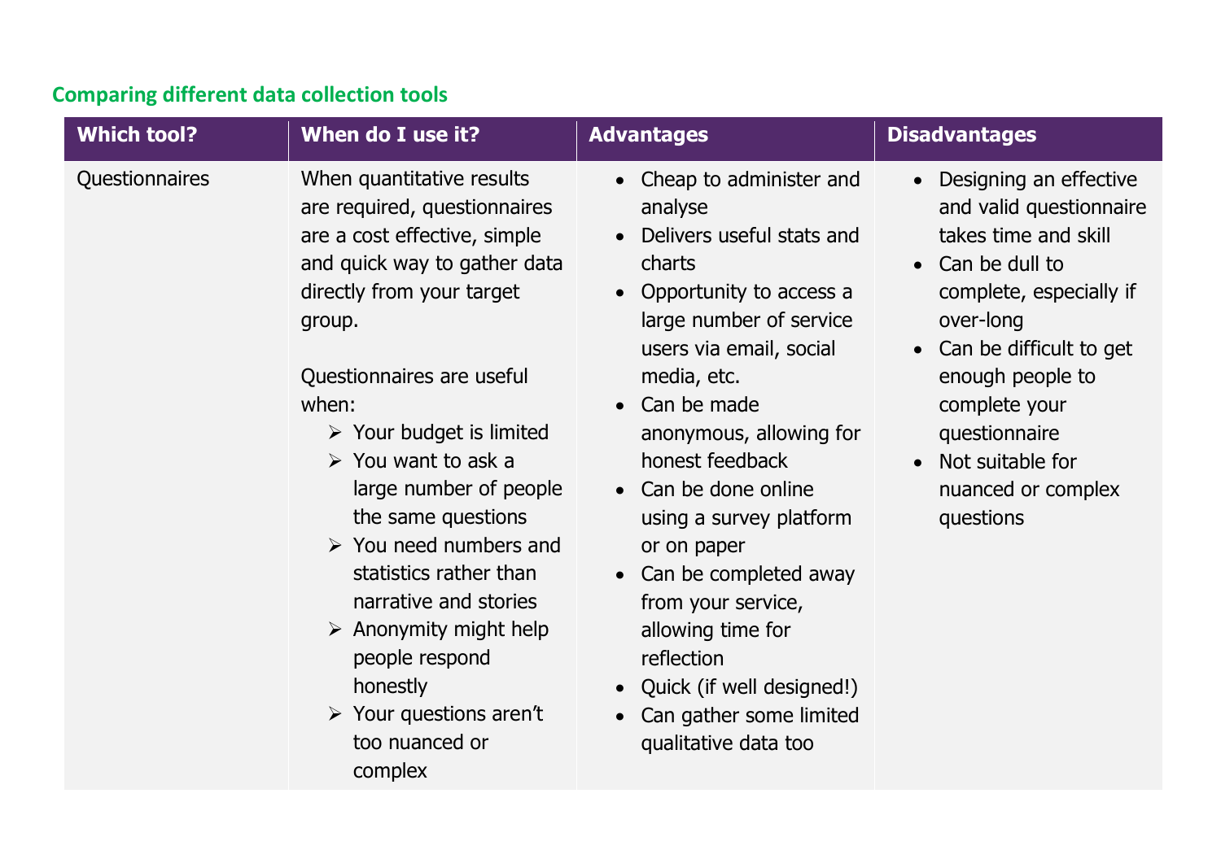### Comparing different data collection tools

| Which tool? | When do I use it? | Advantages | Disadvantages |
|---|---|---|---|
| Questionnaires | When quantitative results are required, questionnaires are a cost effective, simple and quick way to gather data directly from your target group.<br><br>Questionnaires are useful when:<br>➢ Your budget is limited<br>➢ You want to ask a large number of people the same questions<br>➢ You need numbers and statistics rather than narrative and stories<br>➢ Anonymity might help people respond honestly<br>➢ Your questions aren't too nuanced or complex | • Cheap to administer and analyse<br>• Delivers useful stats and charts<br>• Opportunity to access a large number of service users via email, social media, etc.<br>• Can be made anonymous, allowing for honest feedback<br>• Can be done online using a survey platform or on paper<br>• Can be completed away from your service, allowing time for reflection<br>• Quick (if well designed!)<br>• Can gather some limited qualitative data too | • Designing an effective and valid questionnaire takes time and skill<br>• Can be dull to complete, especially if over-long<br>• Can be difficult to get enough people to complete your questionnaire<br>• Not suitable for nuanced or complex questions |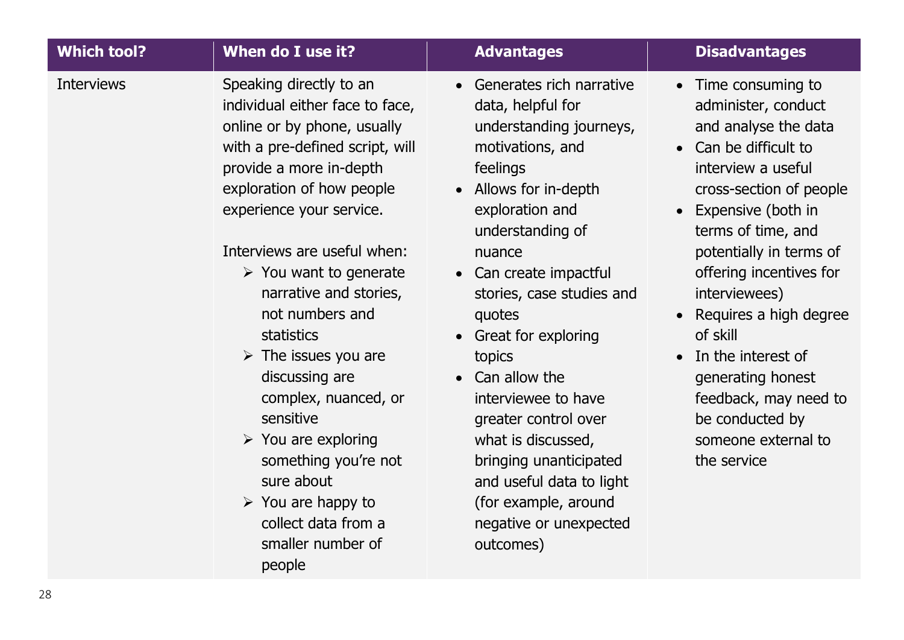| Which tool? | When do I use it? | Advantages | Disadvantages |
|---|---|---|---|
| Interviews | Speaking directly to an individual either face to face, online or by phone, usually with a pre-defined script, will provide a more in-depth exploration of how people experience your service.<br><br>Interviews are useful when:<br>➢ You want to generate narrative and stories, not numbers and statistics<br>➢ The issues you are discussing are complex, nuanced, or sensitive<br>➢ You are exploring something you're not sure about<br>➢ You are happy to collect data from a smaller number of people | • Generates rich narrative data, helpful for understanding journeys, motivations, and feelings<br>• Allows for in-depth exploration and understanding of nuance<br>• Can create impactful stories, case studies and quotes<br>• Great for exploring topics<br>• Can allow the interviewee to have greater control over what is discussed, bringing unanticipated and useful data to light (for example, around negative or unexpected outcomes) | • Time consuming to administer, conduct and analyse the data<br>• Can be difficult to interview a useful cross-section of people<br>• Expensive (both in terms of time, and potentially in terms of offering incentives for interviewees)<br>• Requires a high degree of skill<br>• In the interest of generating honest feedback, may need to be conducted by someone external to the service |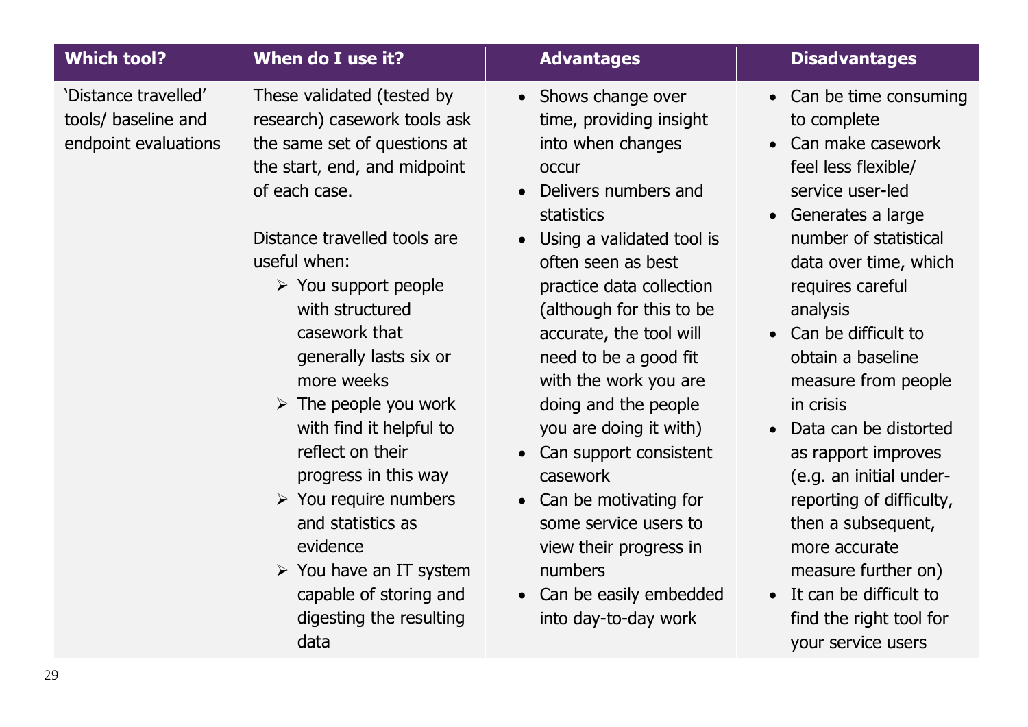| Which tool? | When do I use it? | Advantages | Disadvantages |
| --- | --- | --- | --- |
| 'Distance travelled' tools/ baseline and endpoint evaluations | These validated (tested by research) casework tools ask the same set of questions at the start, end, and midpoint of each case.<br><br>Distance travelled tools are useful when:<br>➢ You support people with structured casework that generally lasts six or more weeks<br>➢ The people you work with find it helpful to reflect on their progress in this way<br>➢ You require numbers and statistics as evidence<br>➢ You have an IT system capable of storing and digesting the resulting data | • Shows change over time, providing insight into when changes occur<br>• Delivers numbers and statistics<br>• Using a validated tool is often seen as best practice data collection (although for this to be accurate, the tool will need to be a good fit with the work you are doing and the people you are doing it with)<br>• Can support consistent casework<br>• Can be motivating for some service users to view their progress in numbers<br>• Can be easily embedded into day-to-day work | • Can be time consuming to complete<br>• Can make casework feel less flexible/ service user-led<br>• Generates a large number of statistical data over time, which requires careful analysis<br>• Can be difficult to obtain a baseline measure from people in crisis<br>• Data can be distorted as rapport improves (e.g. an initial under-reporting of difficulty, then a subsequent, more accurate measure further on)<br>• It can be difficult to find the right tool for your service users |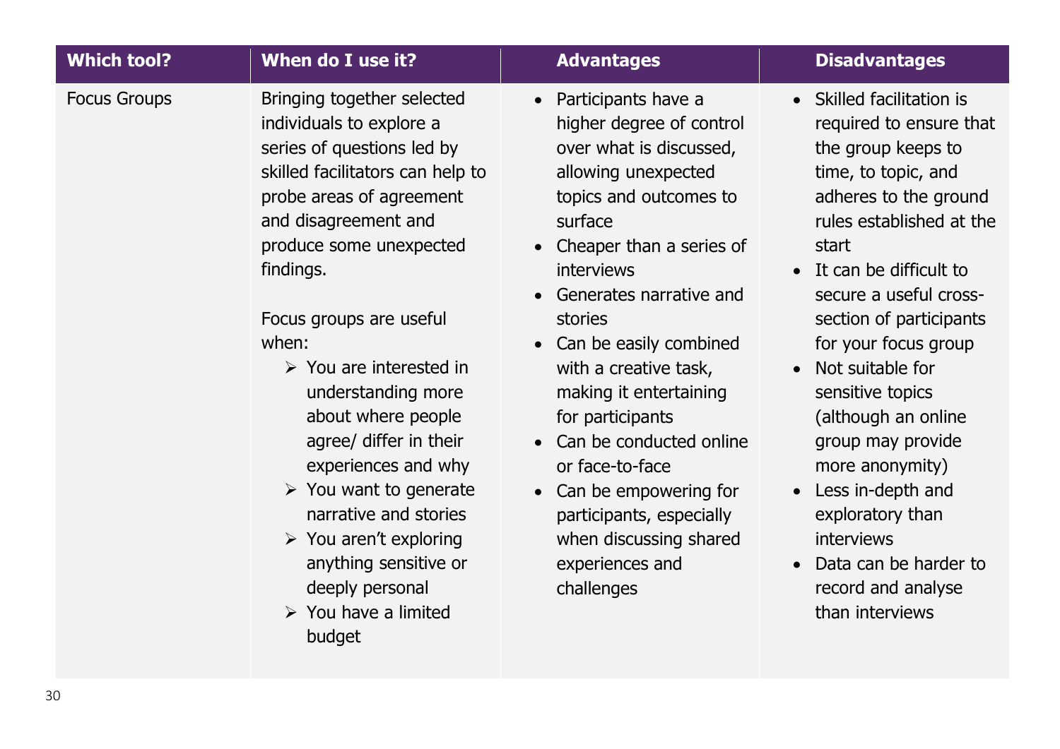| Which tool? | When do I use it? | Advantages | Disadvantages |
|---|---|---|---|
| Focus Groups | Bringing together selected individuals to explore a series of questions led by skilled facilitators can help to probe areas of agreement and disagreement and produce some unexpected findings.<br><br>Focus groups are useful when:<br>➢ You are interested in understanding more about where people agree/ differ in their experiences and why<br>➢ You want to generate narrative and stories<br>➢ You aren't exploring anything sensitive or deeply personal<br>➢ You have a limited budget | • Participants have a higher degree of control over what is discussed, allowing unexpected topics and outcomes to surface<br>• Cheaper than a series of interviews<br>• Generates narrative and stories<br>• Can be easily combined with a creative task, making it entertaining for participants<br>• Can be conducted online or face-to-face<br>• Can be empowering for participants, especially when discussing shared experiences and challenges | • Skilled facilitation is required to ensure that the group keeps to time, to topic, and adheres to the ground rules established at the start<br>• It can be difficult to secure a useful cross-section of participants for your focus group<br>• Not suitable for sensitive topics (although an online group may provide more anonymity)<br>• Less in-depth and exploratory than interviews<br>• Data can be harder to record and analyse than interviews |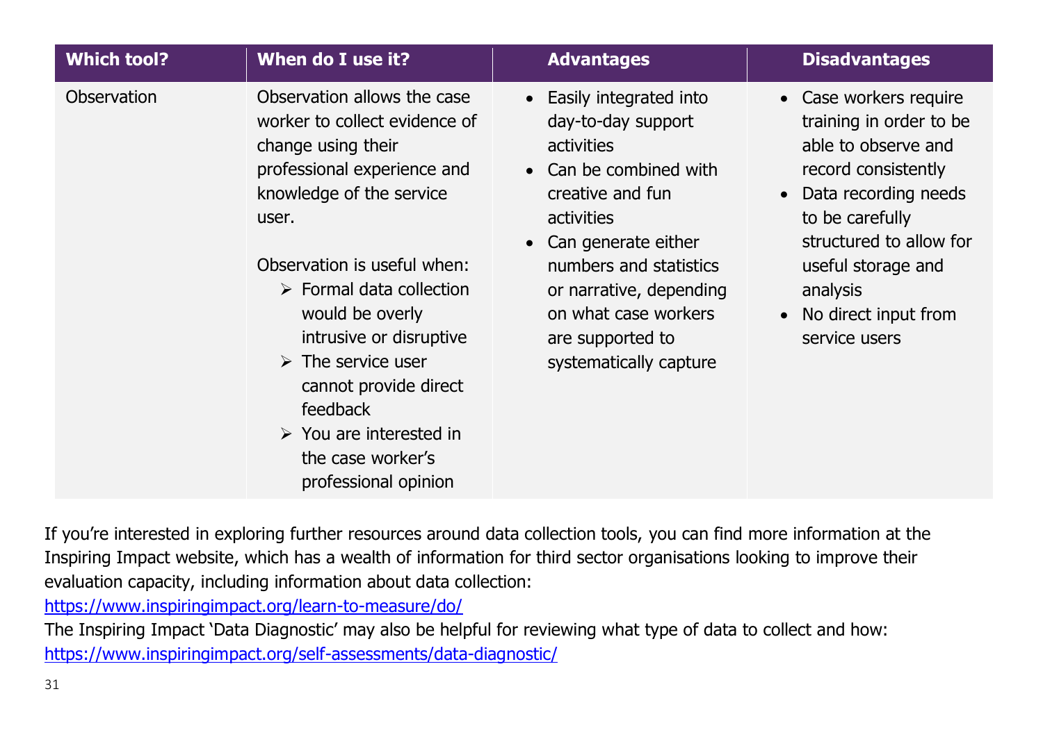| Which tool? | When do I use it? | Advantages | Disadvantages |
|---|---|---|---|
| Observation | Observation allows the case worker to collect evidence of change using their professional experience and knowledge of the service user.<br><br>Observation is useful when:<br>➢ Formal data collection would be overly intrusive or disruptive<br>➢ The service user cannot provide direct feedback<br>➢ You are interested in the case worker's professional opinion | • Easily integrated into day-to-day support activities<br>• Can be combined with creative and fun activities<br>• Can generate either numbers and statistics or narrative, depending on what case workers are supported to systematically capture | • Case workers require training in order to be able to observe and record consistently<br>• Data recording needs to be carefully structured to allow for useful storage and analysis<br>• No direct input from service users |

If you're interested in exploring further resources around data collection tools, you can find more information at the Inspiring Impact website, which has a wealth of information for third sector organisations looking to improve their evaluation capacity, including information about data collection:
https://www.inspiringimpact.org/learn-to-measure/do/
The Inspiring Impact 'Data Diagnostic' may also be helpful for reviewing what type of data to collect and how:
https://www.inspiringimpact.org/self-assessments/data-diagnostic/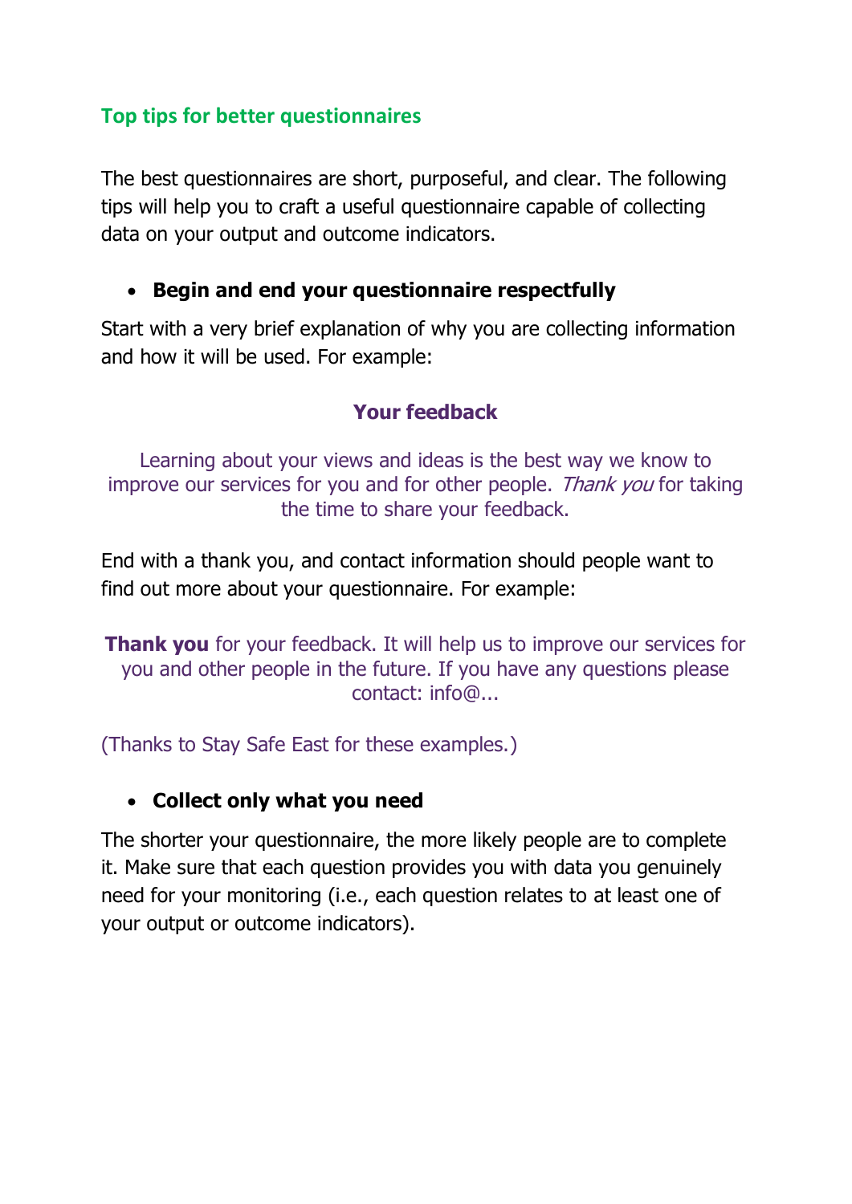## Top tips for better questionnaires

The best questionnaires are short, purposeful, and clear. The following tips will help you to craft a useful questionnaire capable of collecting data on your output and outcome indicators.

- **Begin and end your questionnaire respectfully**

Start with a very brief explanation of why you are collecting information and how it will be used. For example:

**Your feedback**

Learning about your views and ideas is the best way we know to improve our services for you and for other people. *Thank you* for taking the time to share your feedback.

End with a thank you, and contact information should people want to find out more about your questionnaire. For example:

**Thank you** for your feedback. It will help us to improve our services for you and other people in the future. If you have any questions please contact: info@...

(Thanks to Stay Safe East for these examples.)

- **Collect only what you need**

The shorter your questionnaire, the more likely people are to complete it. Make sure that each question provides you with data you genuinely need for your monitoring (i.e., each question relates to at least one of your output or outcome indicators).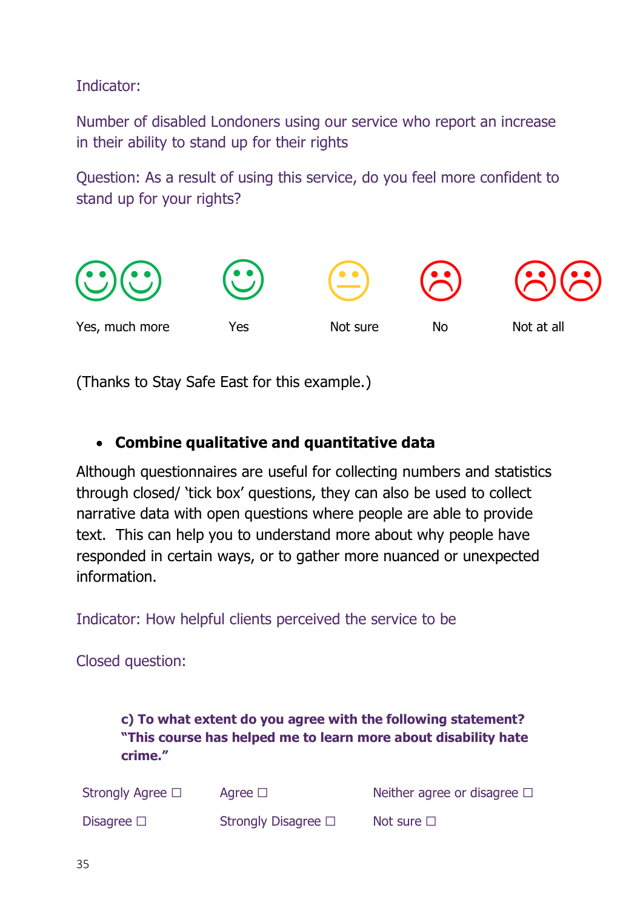Indicator:

Number of disabled Londoners using our service who report an increase in their ability to stand up for their rights

Question: As a result of using this service, do you feel more confident to stand up for your rights?

Yes, much more    Yes    Not sure    No    Not at all

(Thanks to Stay Safe East for this example.)

- **Combine qualitative and quantitative data**

Although questionnaires are useful for collecting numbers and statistics through closed/ 'tick box' questions, they can also be used to collect narrative data with open questions where people are able to provide text. This can help you to understand more about why people have responded in certain ways, or to gather more nuanced or unexpected information.

Indicator: How helpful clients perceived the service to be

Closed question:

**c) To what extent do you agree with the following statement? "This course has helped me to learn more about disability hate crime."**

Strongly Agree ☐    Agree ☐    Neither agree or disagree ☐

Disagree ☐    Strongly Disagree ☐    Not sure ☐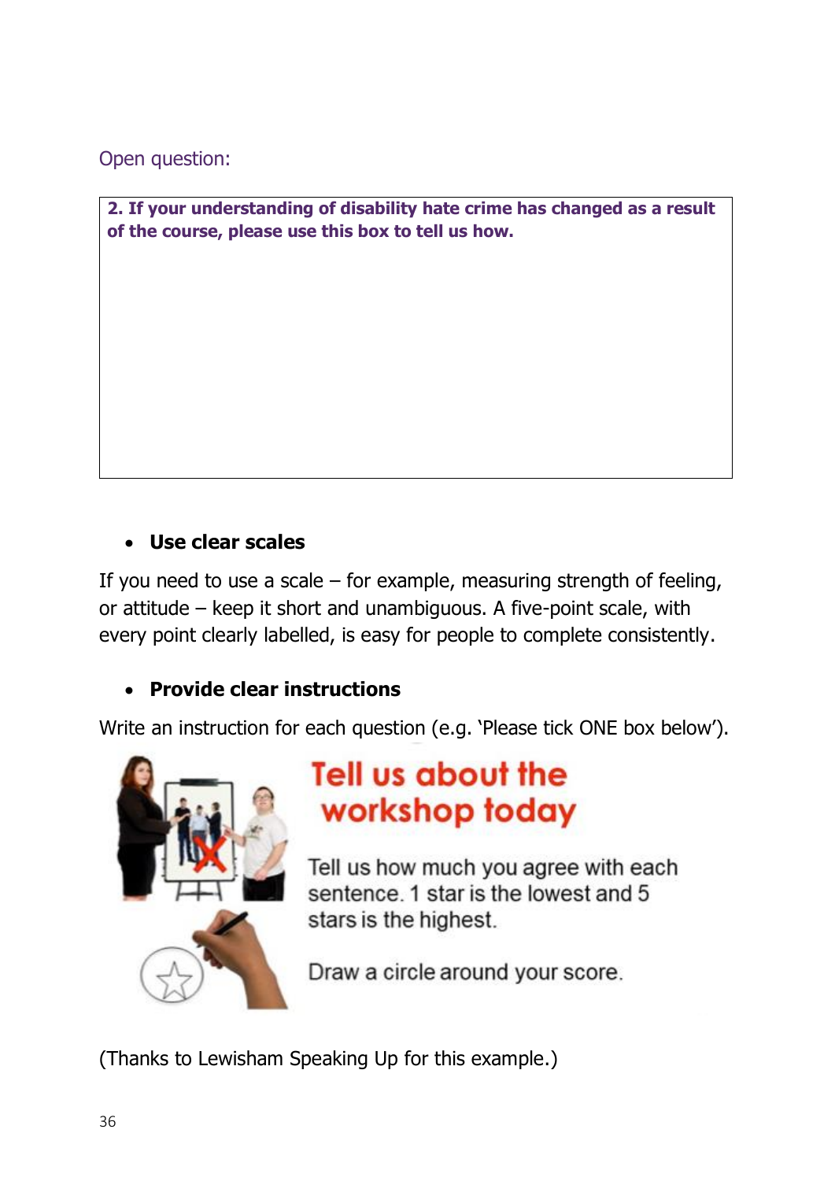Open question:

| **2. If your understanding of disability hate crime has changed as a result of the course, please use this box to tell us how.** |
|---|
| |

- **Use clear scales**

If you need to use a scale – for example, measuring strength of feeling, or attitude – keep it short and unambiguous. A five-point scale, with every point clearly labelled, is easy for people to complete consistently.

- **Provide clear instructions**

Write an instruction for each question (e.g. 'Please tick ONE box below').

**Tell us about the workshop today**

Tell us how much you agree with each sentence. 1 star is the lowest and 5 stars is the highest.

Draw a circle around your score.

(Thanks to Lewisham Speaking Up for this example.)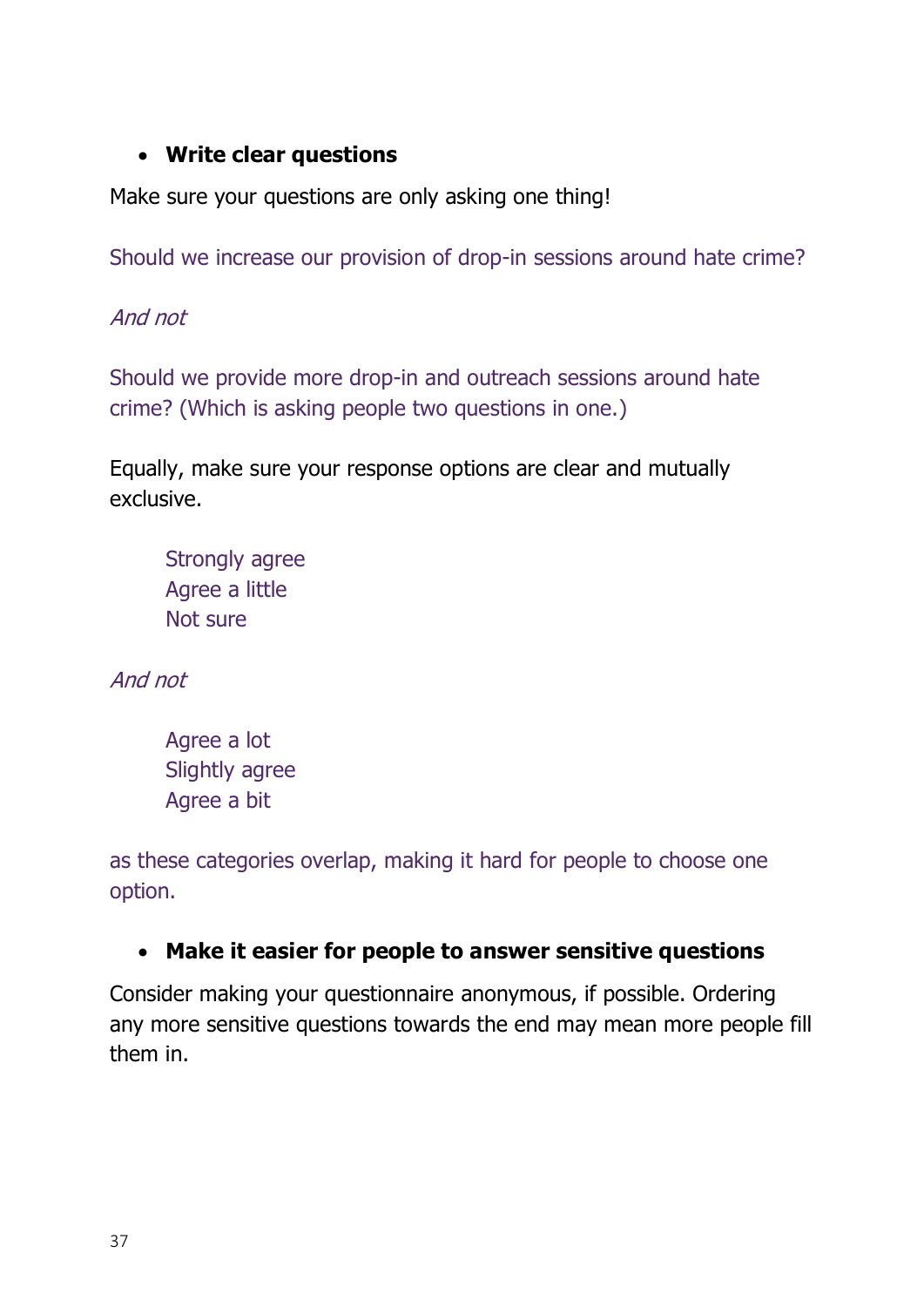- **Write clear questions**

Make sure your questions are only asking one thing!

Should we increase our provision of drop-in sessions around hate crime?

*And not*

Should we provide more drop-in and outreach sessions around hate crime? (Which is asking people two questions in one.)

Equally, make sure your response options are clear and mutually exclusive.

> Strongly agree
> Agree a little
> Not sure

*And not*

> Agree a lot
> Slightly agree
> Agree a bit

as these categories overlap, making it hard for people to choose one option.

- **Make it easier for people to answer sensitive questions**

Consider making your questionnaire anonymous, if possible. Ordering any more sensitive questions towards the end may mean more people fill them in.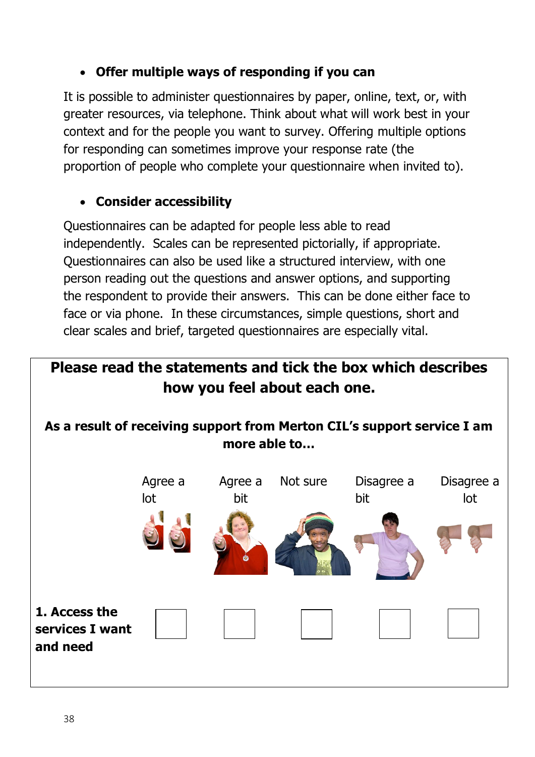- **Offer multiple ways of responding if you can**

It is possible to administer questionnaires by paper, online, text, or, with greater resources, via telephone. Think about what will work best in your context and for the people you want to survey. Offering multiple options for responding can sometimes improve your response rate (the proportion of people who complete your questionnaire when invited to).

- **Consider accessibility**

Questionnaires can be adapted for people less able to read independently. Scales can be represented pictorially, if appropriate. Questionnaires can also be used like a structured interview, with one person reading out the questions and answer options, and supporting the respondent to provide their answers. This can be done either face to face or via phone. In these circumstances, simple questions, short and clear scales and brief, targeted questionnaires are especially vital.

**Please read the statements and tick the box which describes how you feel about each one.**

**As a result of receiving support from Merton CIL's support service I am more able to…**

| | Agree a lot | Agree a bit | Not sure | Disagree a bit | Disagree a lot |
|---|---|---|---|---|---|
| **1. Access the services I want and need** | ☐ | ☐ | ☐ | ☐ | ☐ |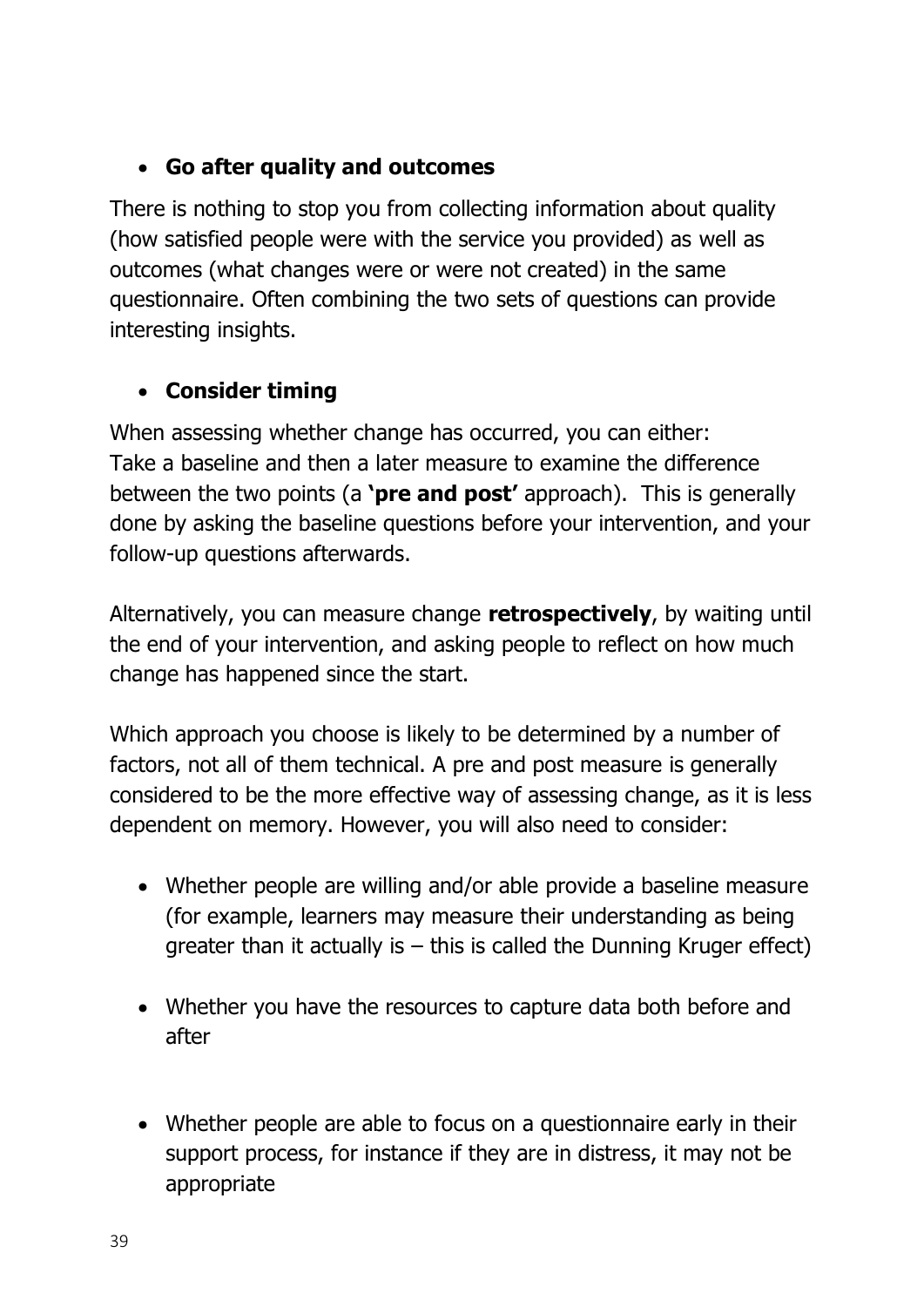- **Go after quality and outcomes**

There is nothing to stop you from collecting information about quality (how satisfied people were with the service you provided) as well as outcomes (what changes were or were not created) in the same questionnaire. Often combining the two sets of questions can provide interesting insights.

- **Consider timing**

When assessing whether change has occurred, you can either:
Take a baseline and then a later measure to examine the difference between the two points (a **'pre and post'** approach). This is generally done by asking the baseline questions before your intervention, and your follow-up questions afterwards.

Alternatively, you can measure change **retrospectively**, by waiting until the end of your intervention, and asking people to reflect on how much change has happened since the start.

Which approach you choose is likely to be determined by a number of factors, not all of them technical. A pre and post measure is generally considered to be the more effective way of assessing change, as it is less dependent on memory. However, you will also need to consider:

- Whether people are willing and/or able provide a baseline measure (for example, learners may measure their understanding as being greater than it actually is – this is called the Dunning Kruger effect)
- Whether you have the resources to capture data both before and after
- Whether people are able to focus on a questionnaire early in their support process, for instance if they are in distress, it may not be appropriate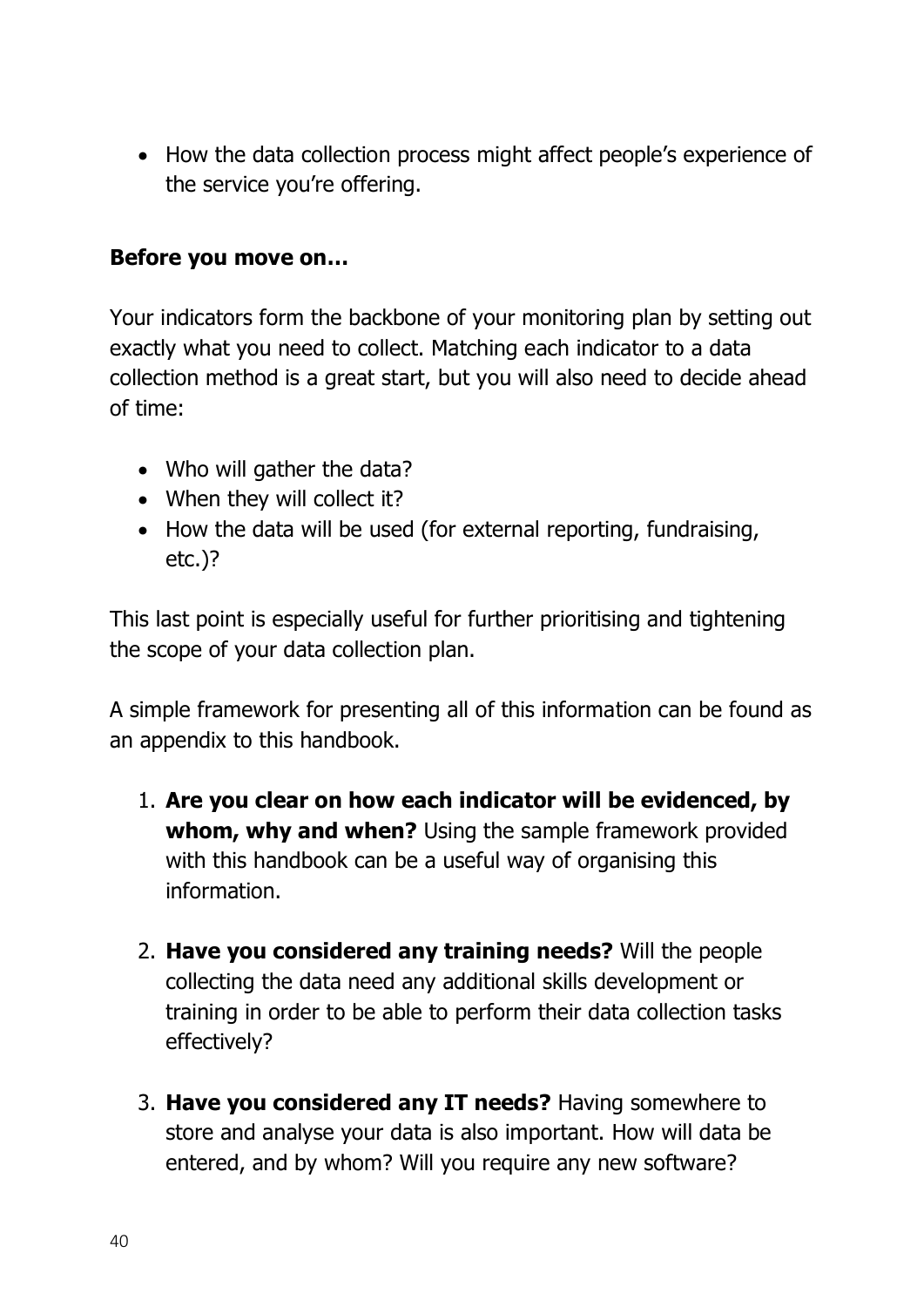- How the data collection process might affect people's experience of the service you're offering.

**Before you move on…**

Your indicators form the backbone of your monitoring plan by setting out exactly what you need to collect. Matching each indicator to a data collection method is a great start, but you will also need to decide ahead of time:

- Who will gather the data?
- When they will collect it?
- How the data will be used (for external reporting, fundraising, etc.)?

This last point is especially useful for further prioritising and tightening the scope of your data collection plan.

A simple framework for presenting all of this information can be found as an appendix to this handbook.

1. **Are you clear on how each indicator will be evidenced, by whom, why and when?** Using the sample framework provided with this handbook can be a useful way of organising this information.

2. **Have you considered any training needs?** Will the people collecting the data need any additional skills development or training in order to be able to perform their data collection tasks effectively?

3. **Have you considered any IT needs?** Having somewhere to store and analyse your data is also important. How will data be entered, and by whom? Will you require any new software?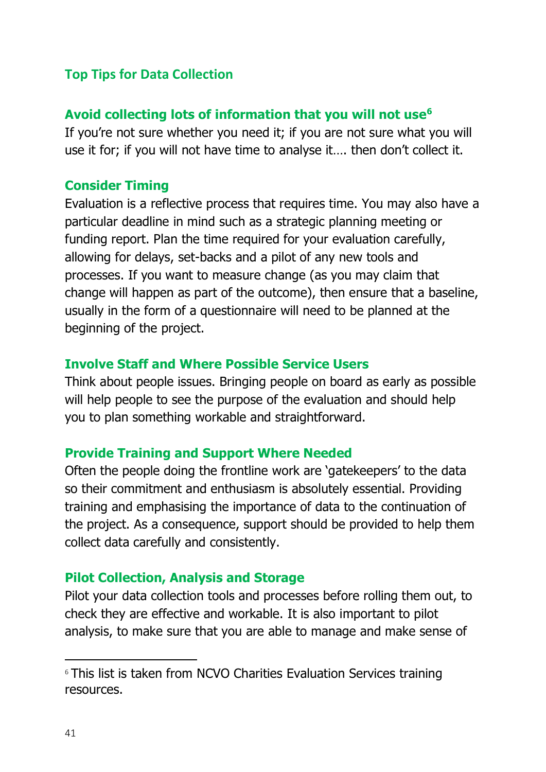## Top Tips for Data Collection

### Avoid collecting lots of information that you will not use[6]

If you're not sure whether you need it; if you are not sure what you will use it for; if you will not have time to analyse it…. then don't collect it.

### Consider Timing

Evaluation is a reflective process that requires time. You may also have a particular deadline in mind such as a strategic planning meeting or funding report. Plan the time required for your evaluation carefully, allowing for delays, set-backs and a pilot of any new tools and processes. If you want to measure change (as you may claim that change will happen as part of the outcome), then ensure that a baseline, usually in the form of a questionnaire will need to be planned at the beginning of the project.

### Involve Staff and Where Possible Service Users

Think about people issues. Bringing people on board as early as possible will help people to see the purpose of the evaluation and should help you to plan something workable and straightforward.

### Provide Training and Support Where Needed

Often the people doing the frontline work are 'gatekeepers' to the data so their commitment and enthusiasm is absolutely essential. Providing training and emphasising the importance of data to the continuation of the project. As a consequence, support should be provided to help them collect data carefully and consistently.

### Pilot Collection, Analysis and Storage

Pilot your data collection tools and processes before rolling them out, to check they are effective and workable. It is also important to pilot analysis, to make sure that you are able to manage and make sense of

---

[6] This list is taken from NCVO Charities Evaluation Services training resources.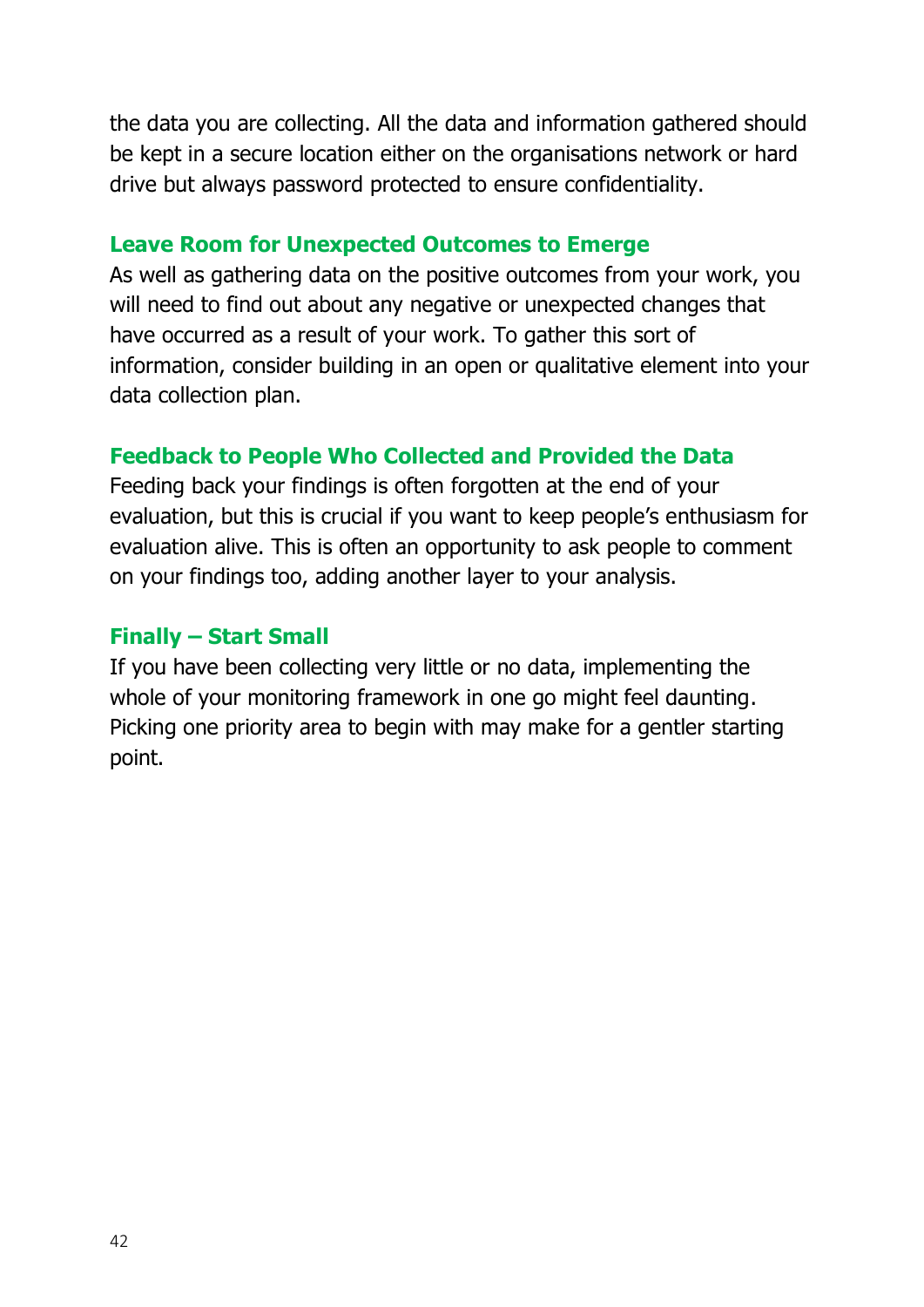the data you are collecting. All the data and information gathered should be kept in a secure location either on the organisations network or hard drive but always password protected to ensure confidentiality.

### Leave Room for Unexpected Outcomes to Emerge

As well as gathering data on the positive outcomes from your work, you will need to find out about any negative or unexpected changes that have occurred as a result of your work. To gather this sort of information, consider building in an open or qualitative element into your data collection plan.

### Feedback to People Who Collected and Provided the Data

Feeding back your findings is often forgotten at the end of your evaluation, but this is crucial if you want to keep people's enthusiasm for evaluation alive. This is often an opportunity to ask people to comment on your findings too, adding another layer to your analysis.

### Finally – Start Small

If you have been collecting very little or no data, implementing the whole of your monitoring framework in one go might feel daunting. Picking one priority area to begin with may make for a gentler starting point.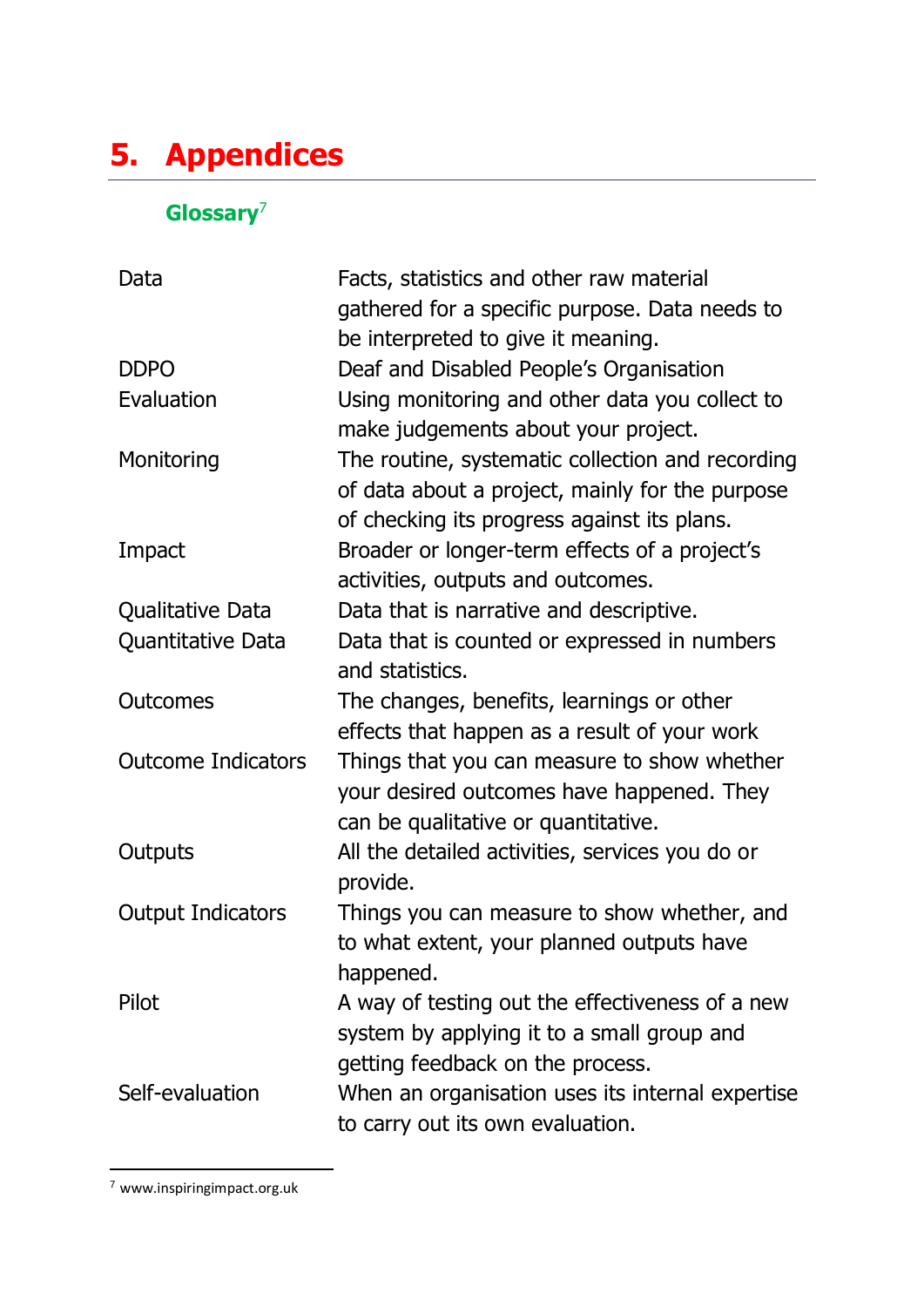# 5. Appendices

## Glossary[7]

| | |
|---|---|
| Data | Facts, statistics and other raw material gathered for a specific purpose. Data needs to be interpreted to give it meaning. |
| DDPO | Deaf and Disabled People's Organisation |
| Evaluation | Using monitoring and other data you collect to make judgements about your project. |
| Monitoring | The routine, systematic collection and recording of data about a project, mainly for the purpose of checking its progress against its plans. |
| Impact | Broader or longer-term effects of a project's activities, outputs and outcomes. |
| Qualitative Data | Data that is narrative and descriptive. |
| Quantitative Data | Data that is counted or expressed in numbers and statistics. |
| Outcomes | The changes, benefits, learnings or other effects that happen as a result of your work |
| Outcome Indicators | Things that you can measure to show whether your desired outcomes have happened. They can be qualitative or quantitative. |
| Outputs | All the detailed activities, services you do or provide. |
| Output Indicators | Things you can measure to show whether, and to what extent, your planned outputs have happened. |
| Pilot | A way of testing out the effectiveness of a new system by applying it to a small group and getting feedback on the process. |
| Self-evaluation | When an organisation uses its internal expertise to carry out its own evaluation. |

[7] www.inspiringimpact.org.uk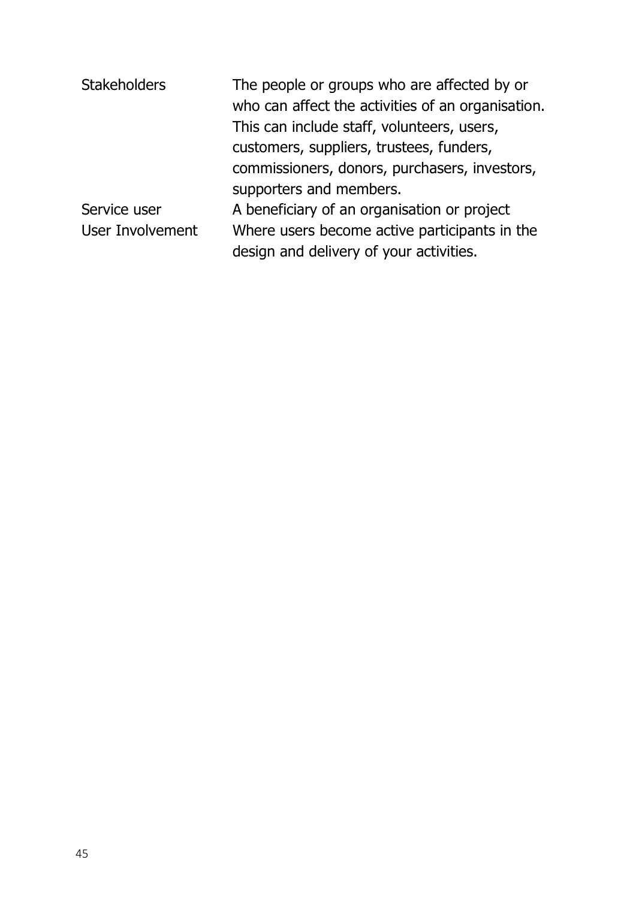| | |
|---|---|
| Stakeholders | The people or groups who are affected by or who can affect the activities of an organisation. This can include staff, volunteers, users, customers, suppliers, trustees, funders, commissioners, donors, purchasers, investors, supporters and members. |
| Service user | A beneficiary of an organisation or project |
| User Involvement | Where users become active participants in the design and delivery of your activities. |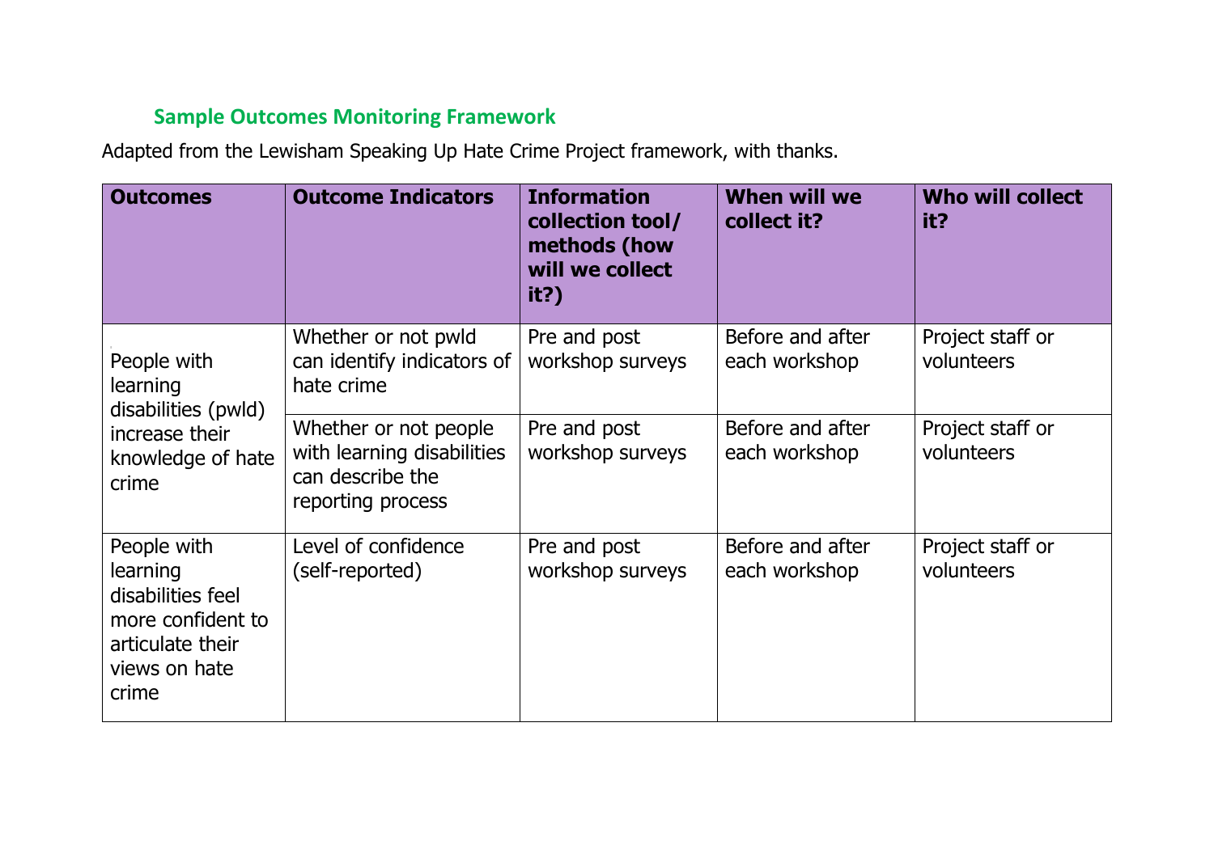## Sample Outcomes Monitoring Framework

Adapted from the Lewisham Speaking Up Hate Crime Project framework, with thanks.

| Outcomes | Outcome Indicators | Information collection tool/ methods (how will we collect it?) | When will we collect it? | Who will collect it? |
|---|---|---|---|---|
| People with learning disabilities (pwld) increase their knowledge of hate crime | Whether or not pwld can identify indicators of hate crime | Pre and post workshop surveys | Before and after each workshop | Project staff or volunteers |
| | Whether or not people with learning disabilities can describe the reporting process | Pre and post workshop surveys | Before and after each workshop | Project staff or volunteers |
| People with learning disabilities feel more confident to articulate their views on hate crime | Level of confidence (self-reported) | Pre and post workshop surveys | Before and after each workshop | Project staff or volunteers |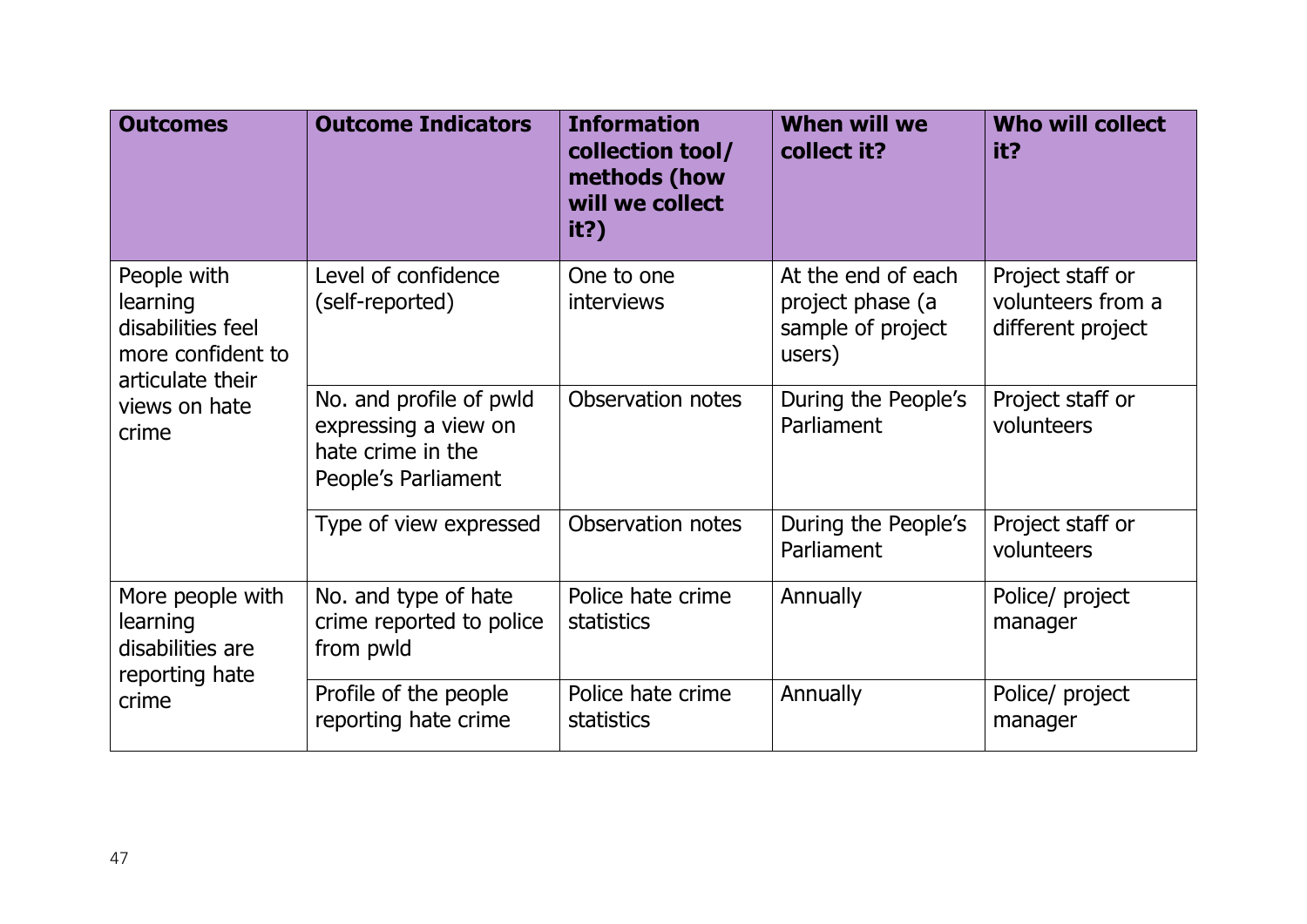| Outcomes | Outcome Indicators | Information collection tool/ methods (how will we collect it?) | When will we collect it? | Who will collect it? |
|---|---|---|---|---|
| People with learning disabilities feel more confident to articulate their views on hate crime | Level of confidence (self-reported) | One to one interviews | At the end of each project phase (a sample of project users) | Project staff or volunteers from a different project |
| | No. and profile of pwld expressing a view on hate crime in the People's Parliament | Observation notes | During the People's Parliament | Project staff or volunteers |
| | Type of view expressed | Observation notes | During the People's Parliament | Project staff or volunteers |
| More people with learning disabilities are reporting hate crime | No. and type of hate crime reported to police from pwld | Police hate crime statistics | Annually | Police/ project manager |
| | Profile of the people reporting hate crime | Police hate crime statistics | Annually | Police/ project manager |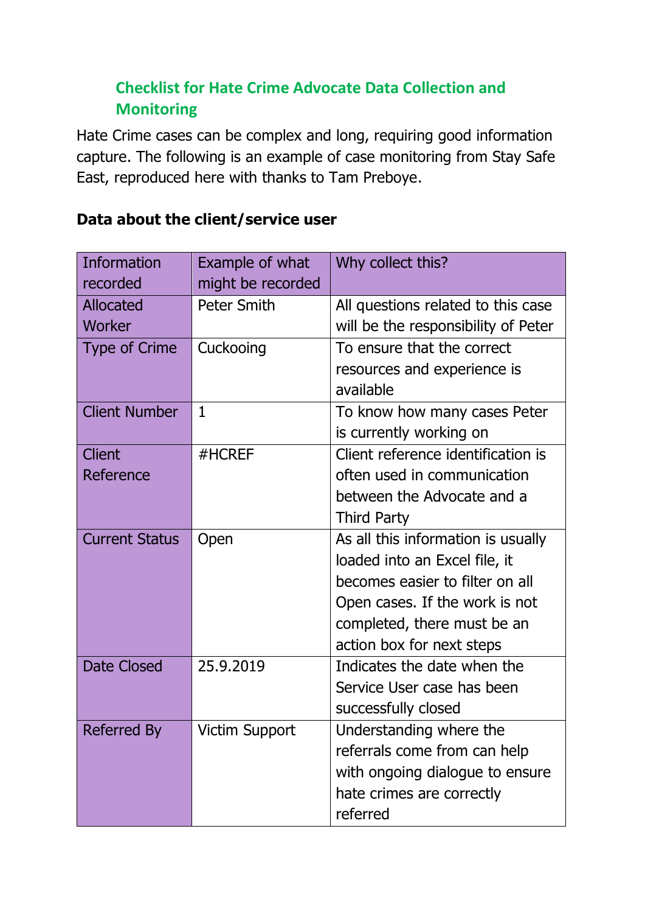## Checklist for Hate Crime Advocate Data Collection and Monitoring

Hate Crime cases can be complex and long, requiring good information capture. The following is an example of case monitoring from Stay Safe East, reproduced here with thanks to Tam Preboye.

### Data about the client/service user

| Information recorded | Example of what might be recorded | Why collect this? |
|---|---|---|
| Allocated Worker | Peter Smith | All questions related to this case will be the responsibility of Peter |
| Type of Crime | Cuckooing | To ensure that the correct resources and experience is available |
| Client Number | 1 | To know how many cases Peter is currently working on |
| Client Reference | #HCREF | Client reference identification is often used in communication between the Advocate and a Third Party |
| Current Status | Open | As all this information is usually loaded into an Excel file, it becomes easier to filter on all Open cases. If the work is not completed, there must be an action box for next steps |
| Date Closed | 25.9.2019 | Indicates the date when the Service User case has been successfully closed |
| Referred By | Victim Support | Understanding where the referrals come from can help with ongoing dialogue to ensure hate crimes are correctly referred |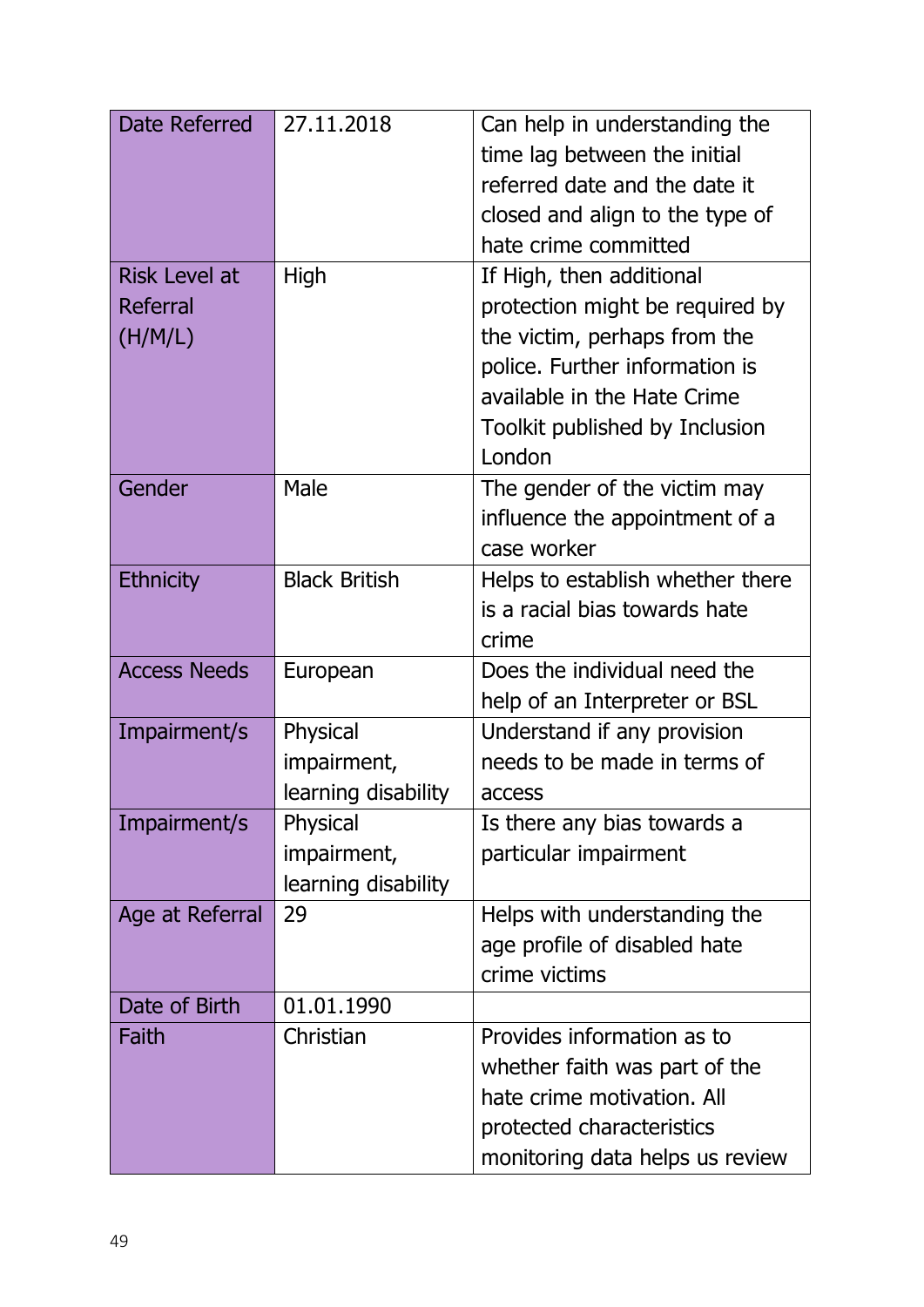| Date Referred | 27.11.2018 | Can help in understanding the time lag between the initial referred date and the date it closed and align to the type of hate crime committed |
|---|---|---|
| Risk Level at Referral (H/M/L) | High | If High, then additional protection might be required by the victim, perhaps from the police. Further information is available in the Hate Crime Toolkit published by Inclusion London |
| Gender | Male | The gender of the victim may influence the appointment of a case worker |
| Ethnicity | Black British | Helps to establish whether there is a racial bias towards hate crime |
| Access Needs | European | Does the individual need the help of an Interpreter or BSL |
| Impairment/s | Physical impairment, learning disability | Understand if any provision needs to be made in terms of access |
| Impairment/s | Physical impairment, learning disability | Is there any bias towards a particular impairment |
| Age at Referral | 29 | Helps with understanding the age profile of disabled hate crime victims |
| Date of Birth | 01.01.1990 | |
| Faith | Christian | Provides information as to whether faith was part of the hate crime motivation. All protected characteristics monitoring data helps us review |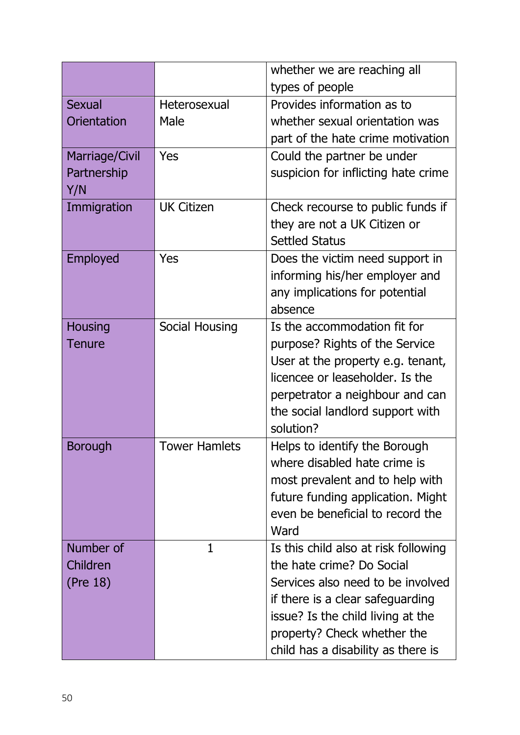| | | |
|---|---|---|
| | | whether we are reaching all types of people |
| Sexual Orientation | Heterosexual Male | Provides information as to whether sexual orientation was part of the hate crime motivation |
| Marriage/Civil Partnership Y/N | Yes | Could the partner be under suspicion for inflicting hate crime |
| Immigration | UK Citizen | Check recourse to public funds if they are not a UK Citizen or Settled Status |
| Employed | Yes | Does the victim need support in informing his/her employer and any implications for potential absence |
| Housing Tenure | Social Housing | Is the accommodation fit for purpose? Rights of the Service User at the property e.g. tenant, licencee or leaseholder. Is the perpetrator a neighbour and can the social landlord support with solution? |
| Borough | Tower Hamlets | Helps to identify the Borough where disabled hate crime is most prevalent and to help with future funding application. Might even be beneficial to record the Ward |
| Number of Children (Pre 18) | 1 | Is this child also at risk following the hate crime? Do Social Services also need to be involved if there is a clear safeguarding issue? Is the child living at the property? Check whether the child has a disability as there is |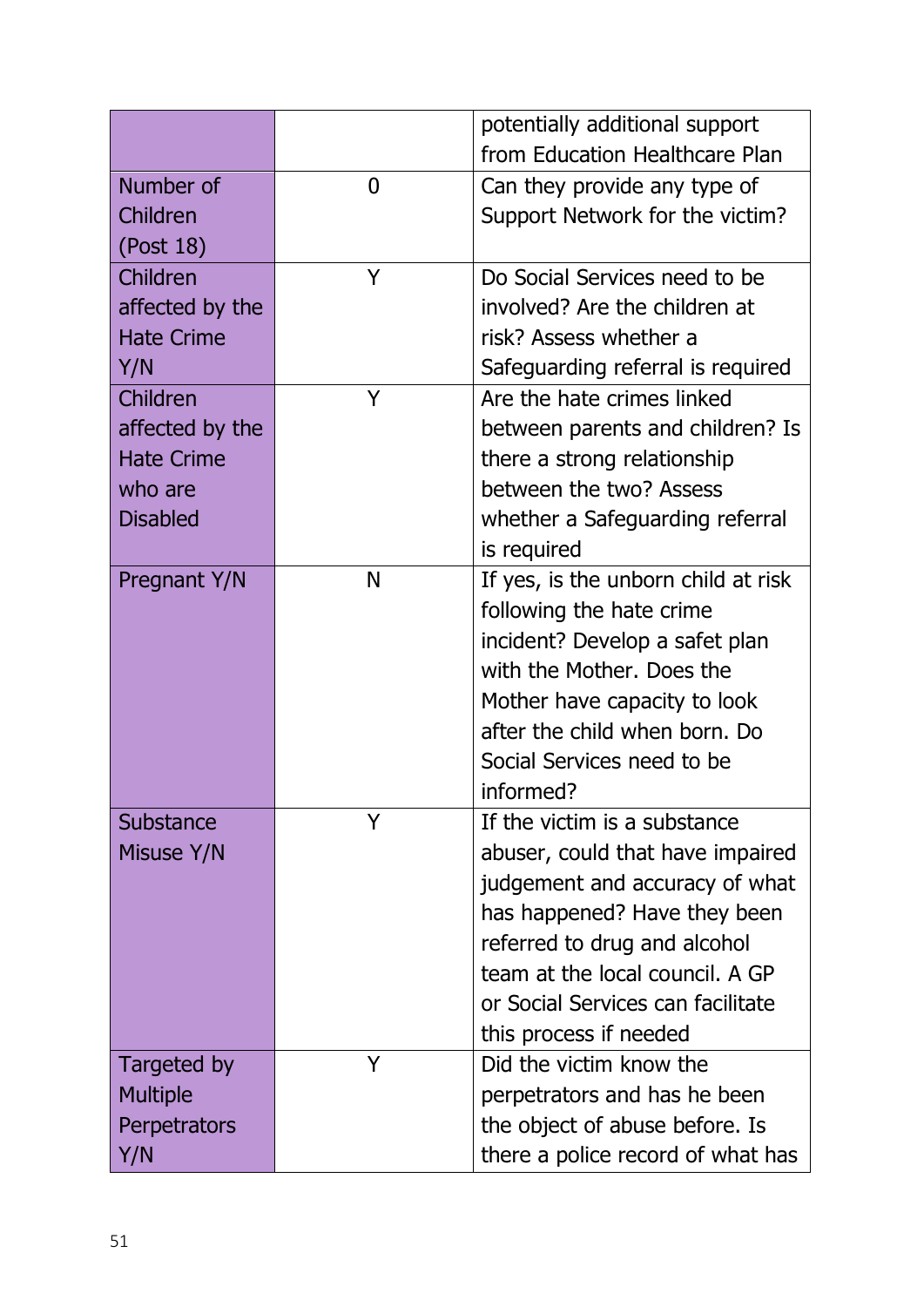| | | |
|---|---|---|
| | | potentially additional support from Education Healthcare Plan |
| Number of Children (Post 18) | 0 | Can they provide any type of Support Network for the victim? |
| Children affected by the Hate Crime Y/N | Y | Do Social Services need to be involved? Are the children at risk? Assess whether a Safeguarding referral is required |
| Children affected by the Hate Crime who are Disabled | Y | Are the hate crimes linked between parents and children? Is there a strong relationship between the two? Assess whether a Safeguarding referral is required |
| Pregnant Y/N | N | If yes, is the unborn child at risk following the hate crime incident? Develop a safet plan with the Mother. Does the Mother have capacity to look after the child when born. Do Social Services need to be informed? |
| Substance Misuse Y/N | Y | If the victim is a substance abuser, could that have impaired judgement and accuracy of what has happened? Have they been referred to drug and alcohol team at the local council. A GP or Social Services can facilitate this process if needed |
| Targeted by Multiple Perpetrators Y/N | Y | Did the victim know the perpetrators and has he been the object of abuse before. Is there a police record of what has |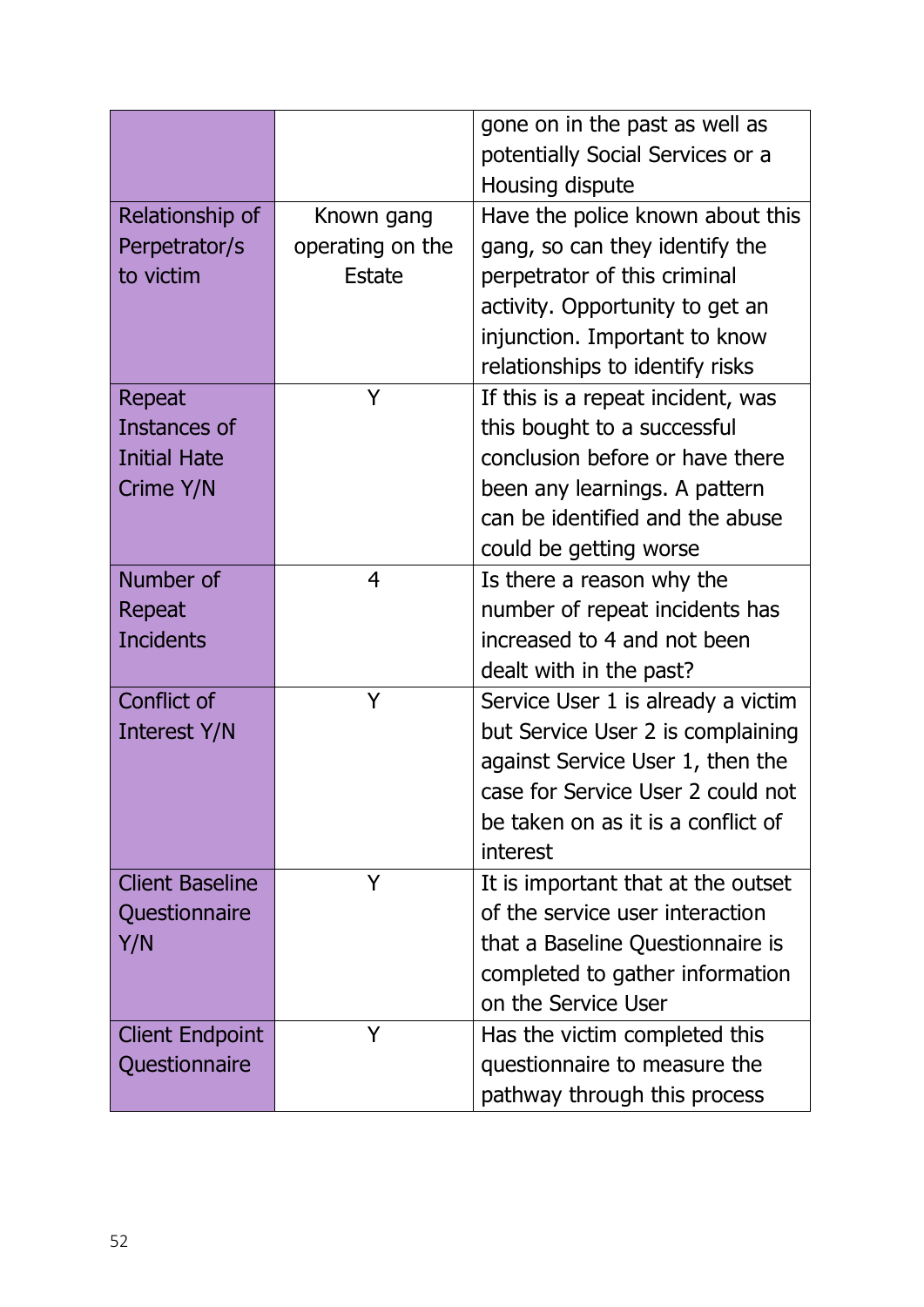| | | |
|---|---|---|
| | | gone on in the past as well as potentially Social Services or a Housing dispute |
| Relationship of Perpetrator/s to victim | Known gang operating on the Estate | Have the police known about this gang, so can they identify the perpetrator of this criminal activity. Opportunity to get an injunction. Important to know relationships to identify risks |
| Repeat Instances of Initial Hate Crime Y/N | Y | If this is a repeat incident, was this bought to a successful conclusion before or have there been any learnings. A pattern can be identified and the abuse could be getting worse |
| Number of Repeat Incidents | 4 | Is there a reason why the number of repeat incidents has increased to 4 and not been dealt with in the past? |
| Conflict of Interest Y/N | Y | Service User 1 is already a victim but Service User 2 is complaining against Service User 1, then the case for Service User 2 could not be taken on as it is a conflict of interest |
| Client Baseline Questionnaire Y/N | Y | It is important that at the outset of the service user interaction that a Baseline Questionnaire is completed to gather information on the Service User |
| Client Endpoint Questionnaire | Y | Has the victim completed this questionnaire to measure the pathway through this process |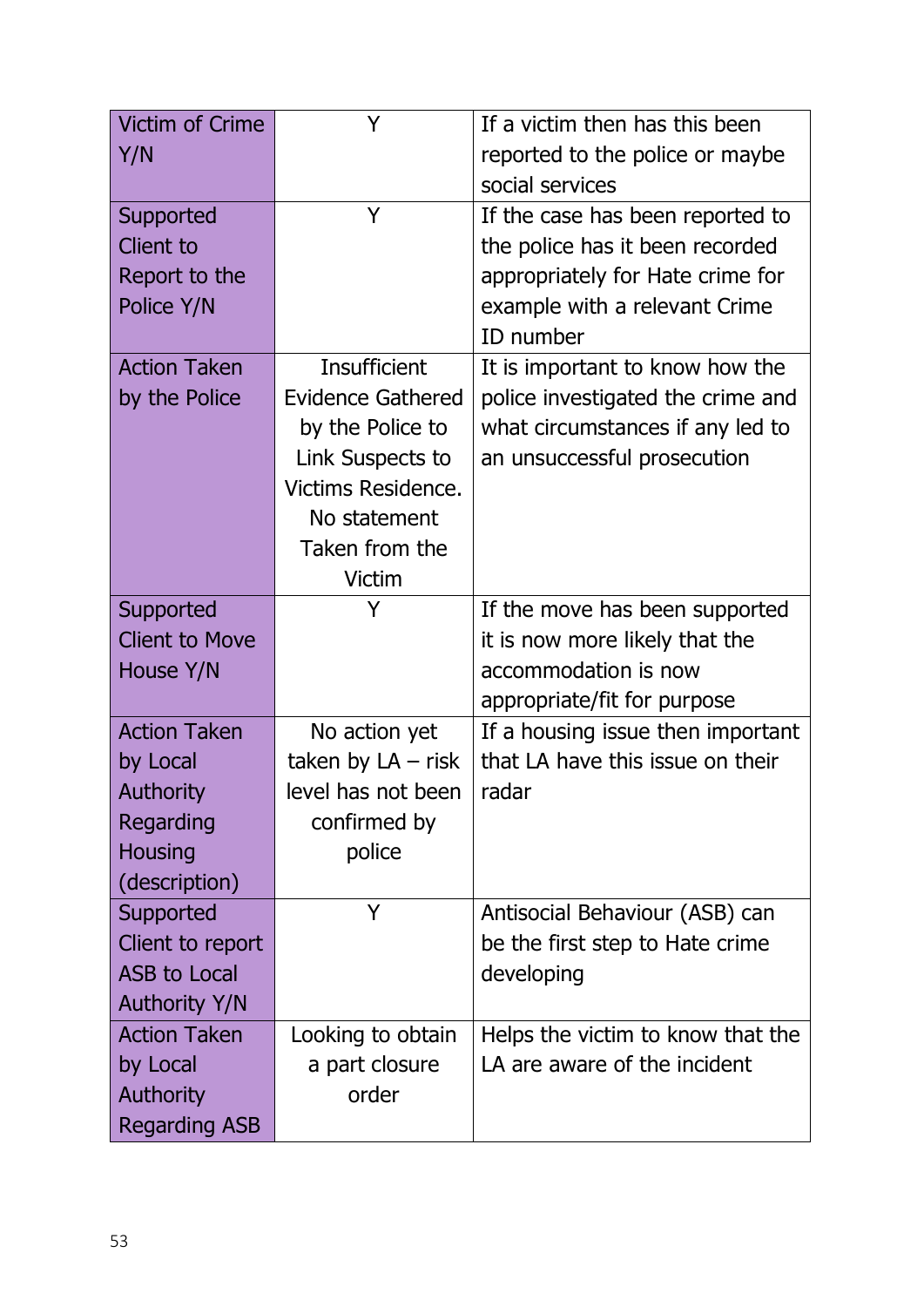| Victim of Crime Y/N | Y | If a victim then has this been reported to the police or maybe social services |
|---|---|---|
| Supported Client to Report to the Police Y/N | Y | If the case has been reported to the police has it been recorded appropriately for Hate crime for example with a relevant Crime ID number |
| Action Taken by the Police | Insufficient Evidence Gathered by the Police to Link Suspects to Victims Residence. No statement Taken from the Victim | It is important to know how the police investigated the crime and what circumstances if any led to an unsuccessful prosecution |
| Supported Client to Move House Y/N | Y | If the move has been supported it is now more likely that the accommodation is now appropriate/fit for purpose |
| Action Taken by Local Authority Regarding Housing (description) | No action yet taken by LA – risk level has not been confirmed by police | If a housing issue then important that LA have this issue on their radar |
| Supported Client to report ASB to Local Authority Y/N | Y | Antisocial Behaviour (ASB) can be the first step to Hate crime developing |
| Action Taken by Local Authority Regarding ASB | Looking to obtain a part closure order | Helps the victim to know that the LA are aware of the incident |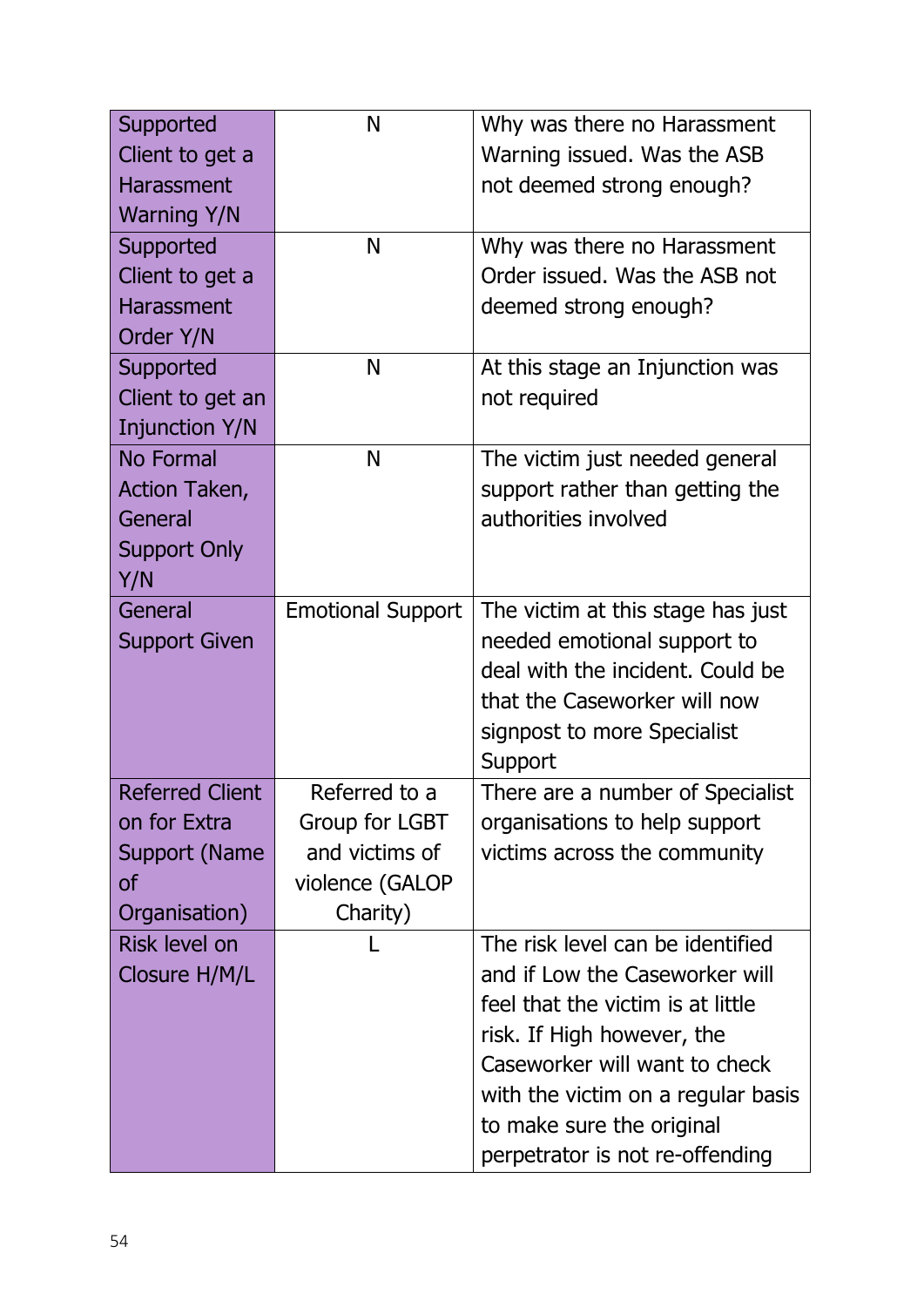| | | |
|---|---|---|
| Supported Client to get a Harassment Warning Y/N | N | Why was there no Harassment Warning issued. Was the ASB not deemed strong enough? |
| Supported Client to get a Harassment Order Y/N | N | Why was there no Harassment Order issued. Was the ASB not deemed strong enough? |
| Supported Client to get an Injunction Y/N | N | At this stage an Injunction was not required |
| No Formal Action Taken, General Support Only Y/N | N | The victim just needed general support rather than getting the authorities involved |
| General Support Given | Emotional Support | The victim at this stage has just needed emotional support to deal with the incident. Could be that the Caseworker will now signpost to more Specialist Support |
| Referred Client on for Extra Support (Name of Organisation) | Referred to a Group for LGBT and victims of violence (GALOP Charity) | There are a number of Specialist organisations to help support victims across the community |
| Risk level on Closure H/M/L | L | The risk level can be identified and if Low the Caseworker will feel that the victim is at little risk. If High however, the Caseworker will want to check with the victim on a regular basis to make sure the original perpetrator is not re-offending |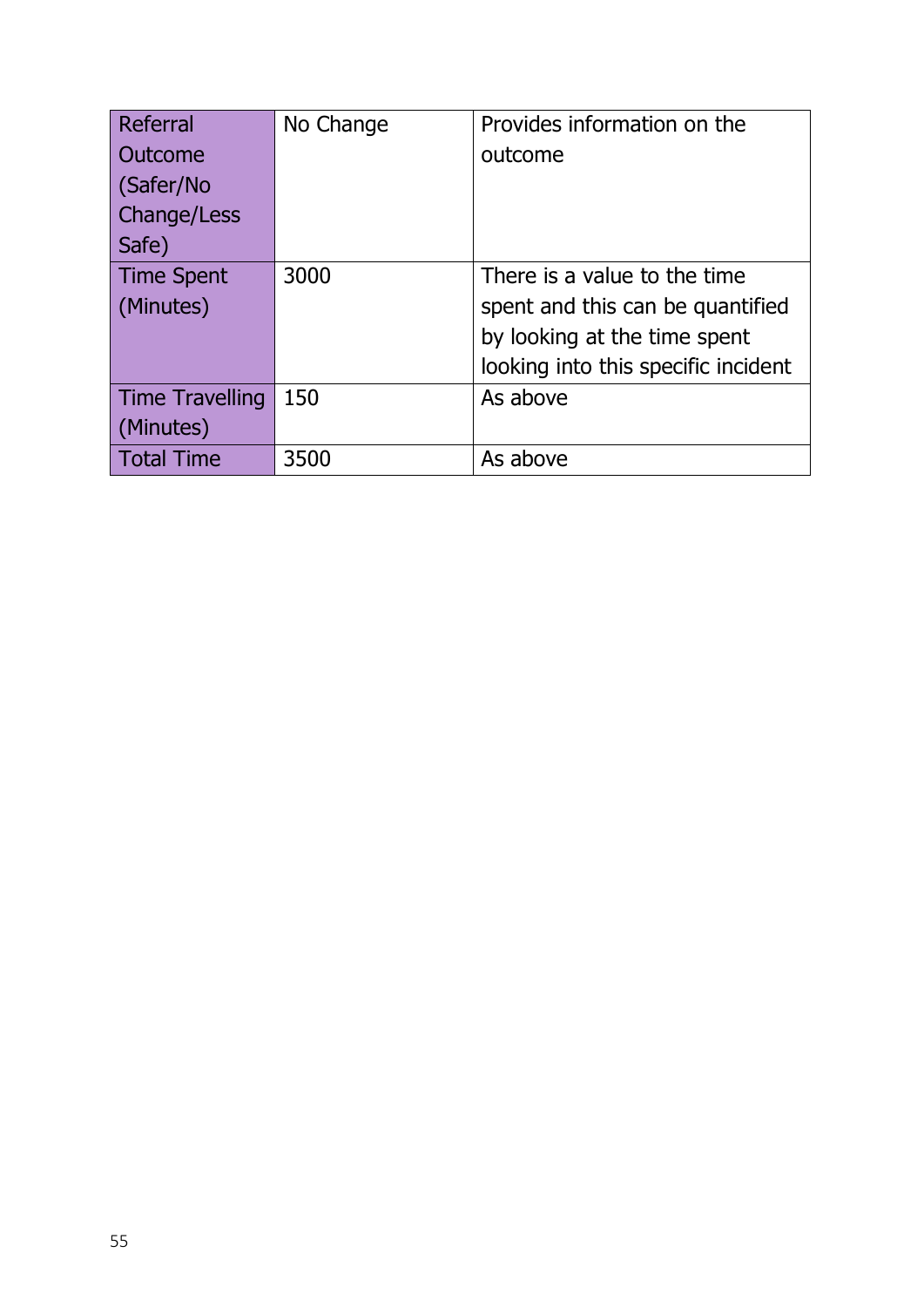| Referral Outcome (Safer/No Change/Less Safe) | No Change | Provides information on the outcome |
|---|---|---|
| Time Spent (Minutes) | 3000 | There is a value to the time spent and this can be quantified by looking at the time spent looking into this specific incident |
| Time Travelling (Minutes) | 150 | As above |
| Total Time | 3500 | As above |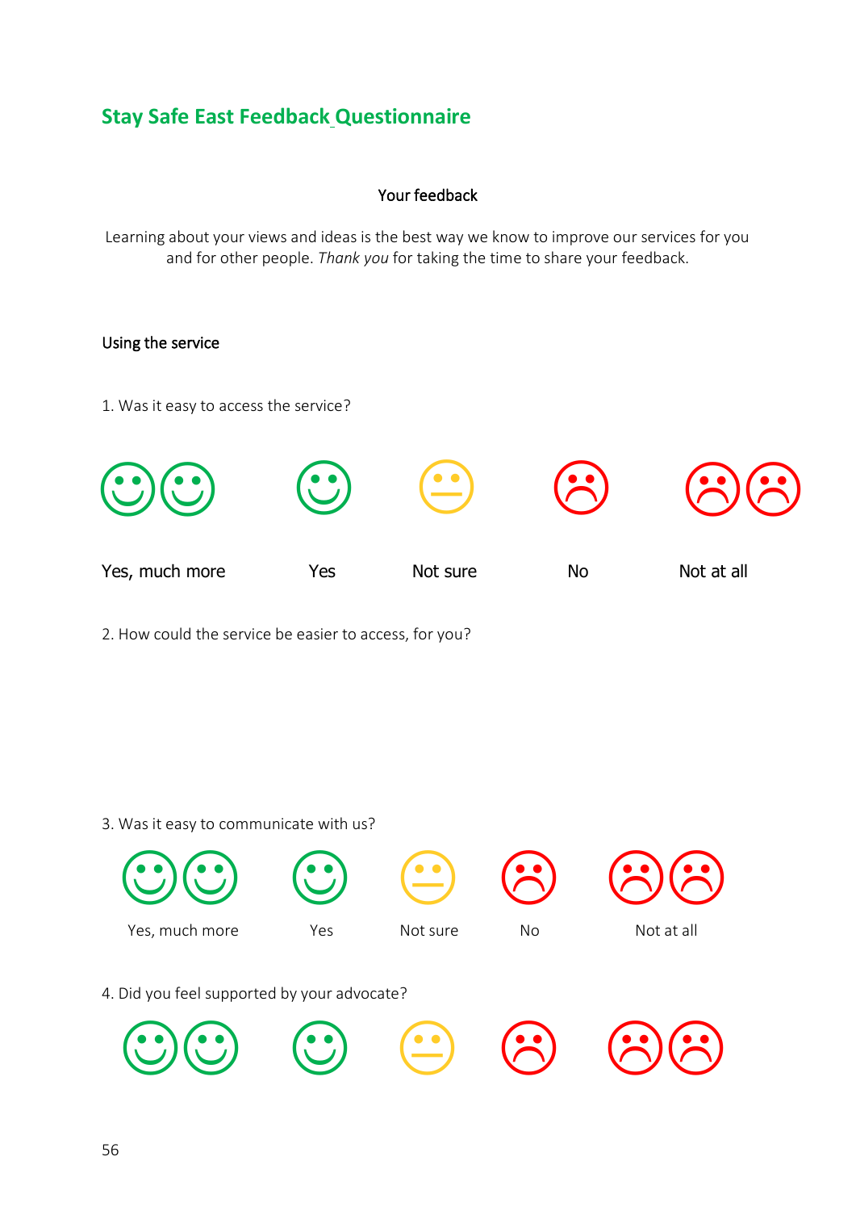## Stay Safe East Feedback Questionnaire

**Your feedback**

Learning about your views and ideas is the best way we know to improve our services for you and for other people. *Thank you* for taking the time to share your feedback.

**Using the service**

1. Was it easy to access the service?

Yes, much more | Yes | Not sure | No | Not at all

2. How could the service be easier to access, for you?

3. Was it easy to communicate with us?

Yes, much more | Yes | Not sure | No | Not at all

4. Did you feel supported by your advocate?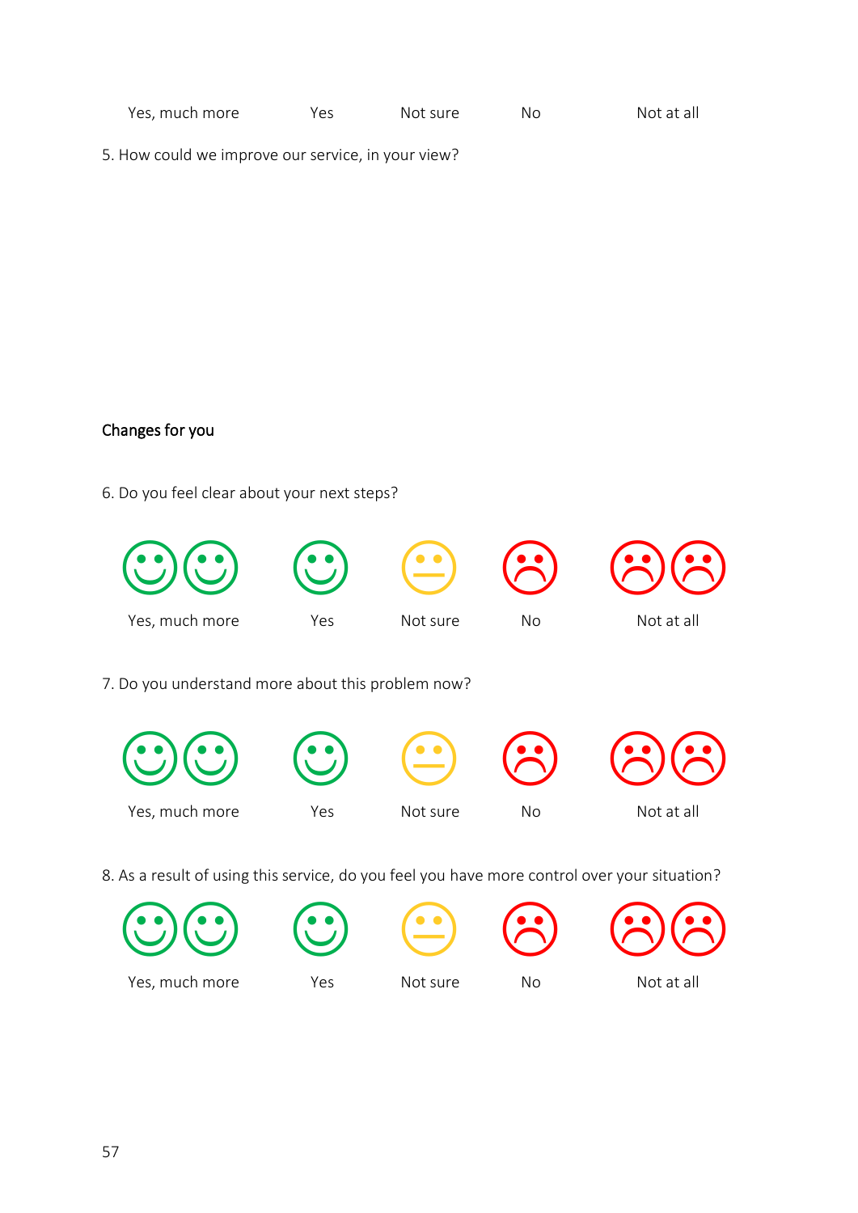Yes, much more    Yes    Not sure    No    Not at all

5. How could we improve our service, in your view?

## Changes for you

6. Do you feel clear about your next steps?

Yes, much more    Yes    Not sure    No    Not at all

7. Do you understand more about this problem now?

Yes, much more    Yes    Not sure    No    Not at all

8. As a result of using this service, do you feel you have more control over your situation?

Yes, much more    Yes    Not sure    No    Not at all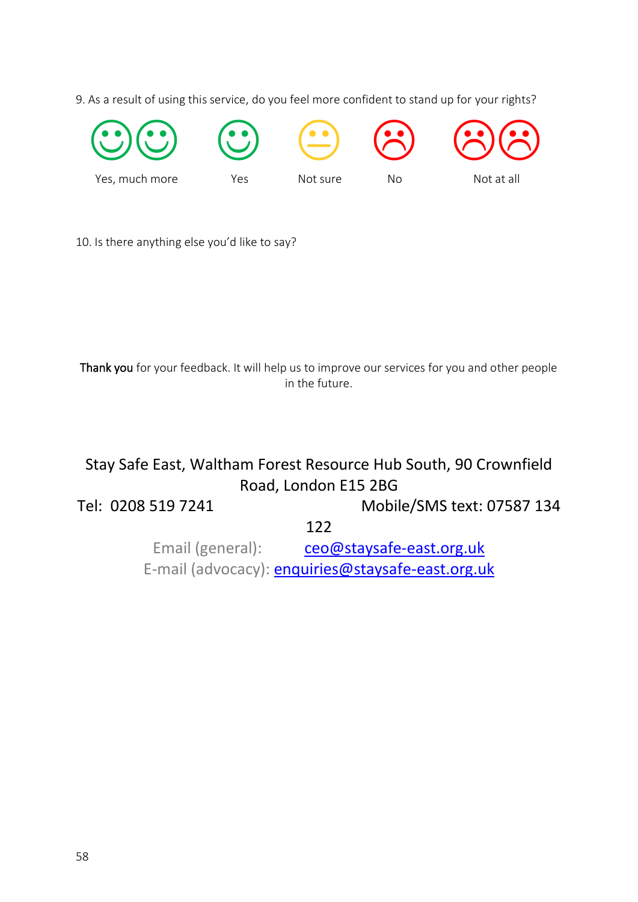9. As a result of using this service, do you feel more confident to stand up for your rights?

| Yes, much more | Yes | Not sure | No | Not at all |
|---|---|---|---|---|

10. Is there anything else you'd like to say?

**Thank you** for your feedback. It will help us to improve our services for you and other people in the future.

Stay Safe East, Waltham Forest Resource Hub South, 90 Crownfield Road, London E15 2BG

Tel: 0208 519 7241 Mobile/SMS text: 07587 134 122

Email (general): ceo@staysafe-east.org.uk

E-mail (advocacy): enquiries@staysafe-east.org.uk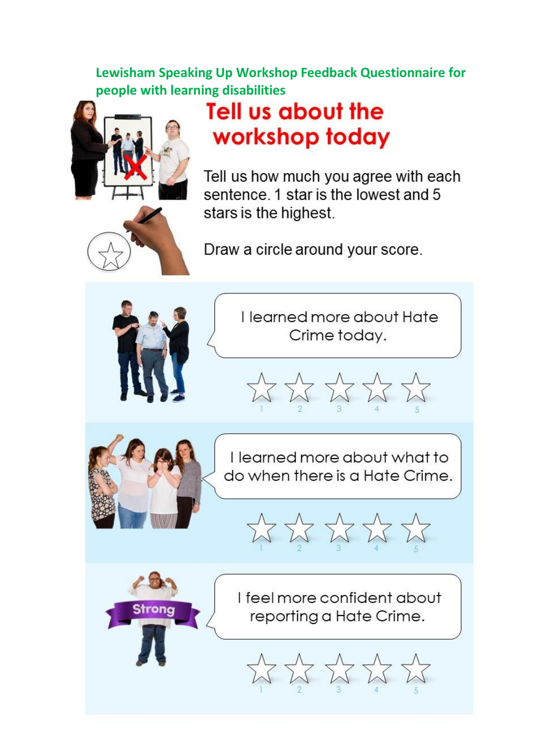**Lewisham Speaking Up Workshop Feedback Questionnaire for people with learning disabilities**

# Tell us about the workshop today

Tell us how much you agree with each sentence. 1 star is the lowest and 5 stars is the highest.

Draw a circle around your score.

I learned more about Hate Crime today.

☆ ☆ ☆ ☆ ☆
1 2 3 4 5

I learned more about what to do when there is a Hate Crime.

☆ ☆ ☆ ☆ ☆
1 2 3 4 5

Strong

I feel more confident about reporting a Hate Crime.

☆ ☆ ☆ ☆ ☆
1 2 3 4 5